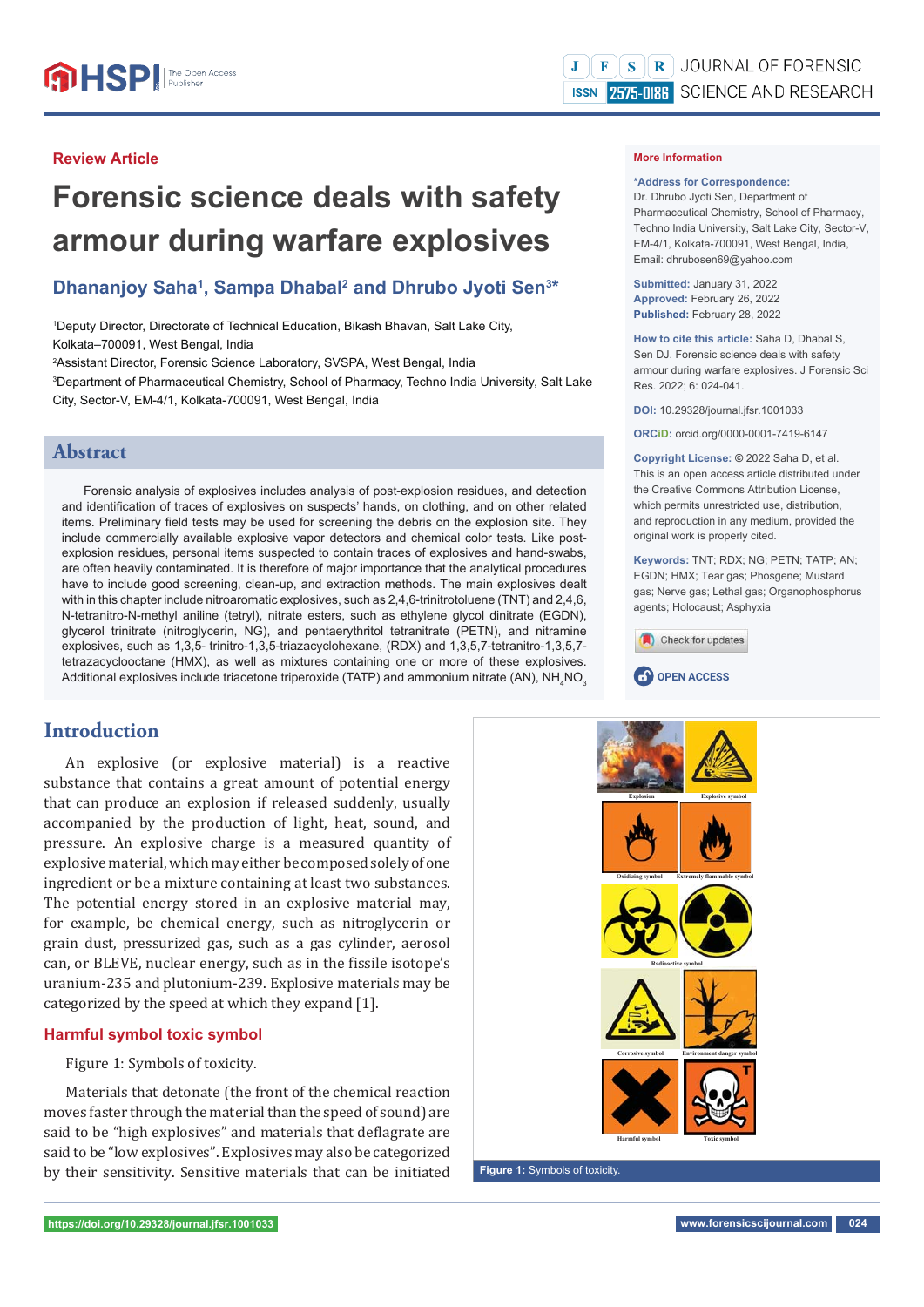Review Article

# Forensic science deals with safety armour during warfare explosives

**Dhananjoy Saha[1], Sampa Dhabal[2] and Dhrubo Jyoti Sen[3]***

[1]Deputy Director, Directorate of Technical Education, Bikash Bhavan, Salt Lake City, Kolkata–700091, West Bengal, India

[2]Assistant Director, Forensic Science Laboratory, SVSPA, West Bengal, India

[3]Department of Pharmaceutical Chemistry, School of Pharmacy, Techno India University, Salt Lake City, Sector-V, EM-4/1, Kolkata-700091, West Bengal, India

**More Information**

***Address for Correspondence:** Dr. Dhrubo Jyoti Sen, Department of Pharmaceutical Chemistry, School of Pharmacy, Techno India University, Salt Lake City, Sector-V, EM-4/1, Kolkata-700091, West Bengal, India, Email: dhrubosen69@yahoo.com

**Submitted:** January 31, 2022
**Approved:** February 26, 2022
**Published:** February 28, 2022

**How to cite this article:** Saha D, Dhabal S, Sen DJ. Forensic science deals with safety armour during warfare explosives. J Forensic Sci Res. 2022; 6: 024-041.

**DOI:** 10.29328/journal.jfsr.1001033

**ORCiD:** orcid.org/0000-0001-7419-6147

**Copyright License:** © 2022 Saha D, et al. This is an open access article distributed under the Creative Commons Attribution License, which permits unrestricted use, distribution, and reproduction in any medium, provided the original work is properly cited.

**Keywords:** TNT; RDX; NG; PETN; TATP; AN; EGDN; HMX; Tear gas; Phosgene; Mustard gas; Nerve gas; Lethal gas; Organophosphorus agents; Holocaust; Asphyxia

OPEN ACCESS

## Abstract

Forensic analysis of explosives includes analysis of post-explosion residues, and detection and identification of traces of explosives on suspects' hands, on clothing, and on other related items. Preliminary field tests may be used for screening the debris on the explosion site. They include commercially available explosive vapor detectors and chemical color tests. Like post-explosion residues, personal items suspected to contain traces of explosives and hand-swabs, are often heavily contaminated. It is therefore of major importance that the analytical procedures have to include good screening, clean-up, and extraction methods. The main explosives dealt with in this chapter include nitroaromatic explosives, such as 2,4,6-trinitrotoluene (TNT) and 2,4,6, N-tetranitro-N-methyl aniline (tetryl), nitrate esters, such as ethylene glycol dinitrate (EGDN), glycerol trinitrate (nitroglycerin, NG), and pentaerythritol tetranitrate (PETN), and nitramine explosives, such as 1,3,5- trinitro-1,3,5-triazacyclohexane, (RDX) and 1,3,5,7-tetranitro-1,3,5,7-tetrazacyclooctane (HMX), as well as mixtures containing one or more of these explosives. Additional explosives include triacetone triperoxide (TATP) and ammonium nitrate (AN), $NH_4NO_3$

## Introduction

An explosive (or explosive material) is a reactive substance that contains a great amount of potential energy that can produce an explosion if released suddenly, usually accompanied by the production of light, heat, sound, and pressure. An explosive charge is a measured quantity of explosive material, which may either be composed solely of one ingredient or be a mixture containing at least two substances. The potential energy stored in an explosive material may, for example, be chemical energy, such as nitroglycerin or grain dust, pressurized gas, such as a gas cylinder, aerosol can, or BLEVE, nuclear energy, such as in the fissile isotope's uranium-235 and plutonium-239. Explosive materials may be categorized by the speed at which they expand [1].

### Harmful symbol toxic symbol

Figure 1: Symbols of toxicity.

Materials that detonate (the front of the chemical reaction moves faster through the material than the speed of sound) are said to be "high explosives" and materials that deflagrate are said to be "low explosives". Explosives may also be categorized by their sensitivity. Sensitive materials that can be initiated

**Figure 1:** Symbols of toxicity.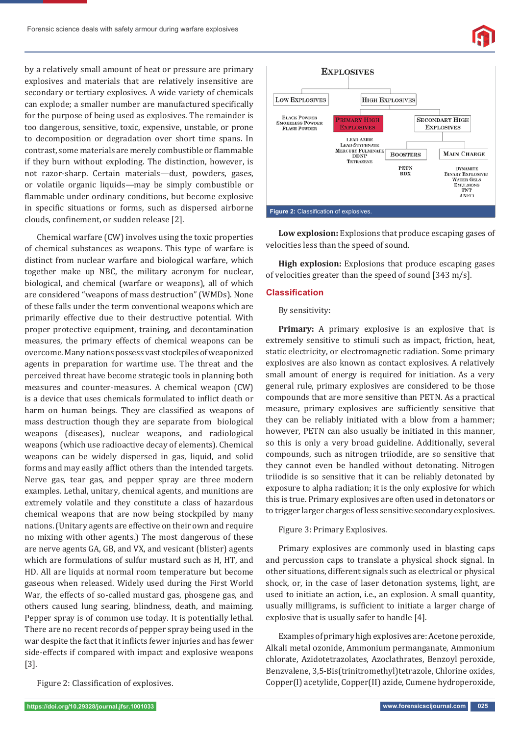by a relatively small amount of heat or pressure are primary explosives and materials that are relatively insensitive are secondary or tertiary explosives. A wide variety of chemicals can explode; a smaller number are manufactured specifically for the purpose of being used as explosives. The remainder is too dangerous, sensitive, toxic, expensive, unstable, or prone to decomposition or degradation over short time spans. In contrast, some materials are merely combustible or flammable if they burn without exploding. The distinction, however, is not razor-sharp. Certain materials—dust, powders, gases, or volatile organic liquids—may be simply combustible or flammable under ordinary conditions, but become explosive in specific situations or forms, such as dispersed airborne clouds, confinement, or sudden release [2].

Chemical warfare (CW) involves using the toxic properties of chemical substances as weapons. This type of warfare is distinct from nuclear warfare and biological warfare, which together make up NBC, the military acronym for nuclear, biological, and chemical (warfare or weapons), all of which are considered "weapons of mass destruction" (WMDs). None of these falls under the term conventional weapons which are primarily effective due to their destructive potential. With proper protective equipment, training, and decontamination measures, the primary effects of chemical weapons can be overcome. Many nations possess vast stockpiles of weaponized agents in preparation for wartime use. The threat and the perceived threat have become strategic tools in planning both measures and counter-measures. A chemical weapon (CW) is a device that uses chemicals formulated to inflict death or harm on human beings. They are classified as weapons of mass destruction though they are separate from biological weapons (diseases), nuclear weapons, and radiological weapons (which use radioactive decay of elements). Chemical weapons can be widely dispersed in gas, liquid, and solid forms and may easily afflict others than the intended targets. Nerve gas, tear gas, and pepper spray are three modern examples. Lethal, unitary, chemical agents, and munitions are extremely volatile and they constitute a class of hazardous chemical weapons that are now being stockpiled by many nations. (Unitary agents are effective on their own and require no mixing with other agents.) The most dangerous of these are nerve agents GA, GB, and VX, and vesicant (blister) agents which are formulations of sulfur mustard such as H, HT, and HD. All are liquids at normal room temperature but become gaseous when released. Widely used during the First World War, the effects of so-called mustard gas, phosgene gas, and others caused lung searing, blindness, death, and maiming. Pepper spray is of common use today. It is potentially lethal. There are no recent records of pepper spray being used in the war despite the fact that it inflicts fewer injuries and has fewer side-effects if compared with impact and explosive weapons [3].

Figure 2: Classification of explosives.

- EXPLOSIVES
  - LOW EXPLOSIVES: Black Powder, Smokeless Powder, Flash Powder
  - HIGH EXPLOSIVES
    - PRIMARY HIGH EXPLOSIVES: Lead Azide, Lead Styphnate, Mercury Fulminate, DDNP, Tetrazene
    - SECONDARY HIGH EXPLOSIVES
      - BOOSTERS: PETN, RDX
      - MAIN CHARGE: Dynamite, Binary Explosives, Water Gels, Emulsions, TNT, ANFO

Figure 2: Classification of explosives.

**Low explosion:** Explosions that produce escaping gases of velocities less than the speed of sound.

**High explosion:** Explosions that produce escaping gases of velocities greater than the speed of sound [343 m/s].

## Classification

By sensitivity:

**Primary:** A primary explosive is an explosive that is extremely sensitive to stimuli such as impact, friction, heat, static electricity, or electromagnetic radiation. Some primary explosives are also known as contact explosives. A relatively small amount of energy is required for initiation. As a very general rule, primary explosives are considered to be those compounds that are more sensitive than PETN. As a practical measure, primary explosives are sufficiently sensitive that they can be reliably initiated with a blow from a hammer; however, PETN can also usually be initiated in this manner, so this is only a very broad guideline. Additionally, several compounds, such as nitrogen triiodide, are so sensitive that they cannot even be handled without detonating. Nitrogen triiodide is so sensitive that it can be reliably detonated by exposure to alpha radiation; it is the only explosive for which this is true. Primary explosives are often used in detonators or to trigger larger charges of less sensitive secondary explosives.

Figure 3: Primary Explosives.

Primary explosives are commonly used in blasting caps and percussion caps to translate a physical shock signal. In other situations, different signals such as electrical or physical shock, or, in the case of laser detonation systems, light, are used to initiate an action, i.e., an explosion. A small quantity, usually milligrams, is sufficient to initiate a larger charge of explosive that is usually safer to handle [4].

Examples of primary high explosives are: Acetone peroxide, Alkali metal ozonide, Ammonium permanganate, Ammonium chlorate, Azidotetrazolates, Azoclathrates, Benzoyl peroxide, Benzvalene, 3,5-Bis(trinitromethyl)tetrazole, Chlorine oxides, Copper(I) acetylide, Copper(II) azide, Cumene hydroperoxide,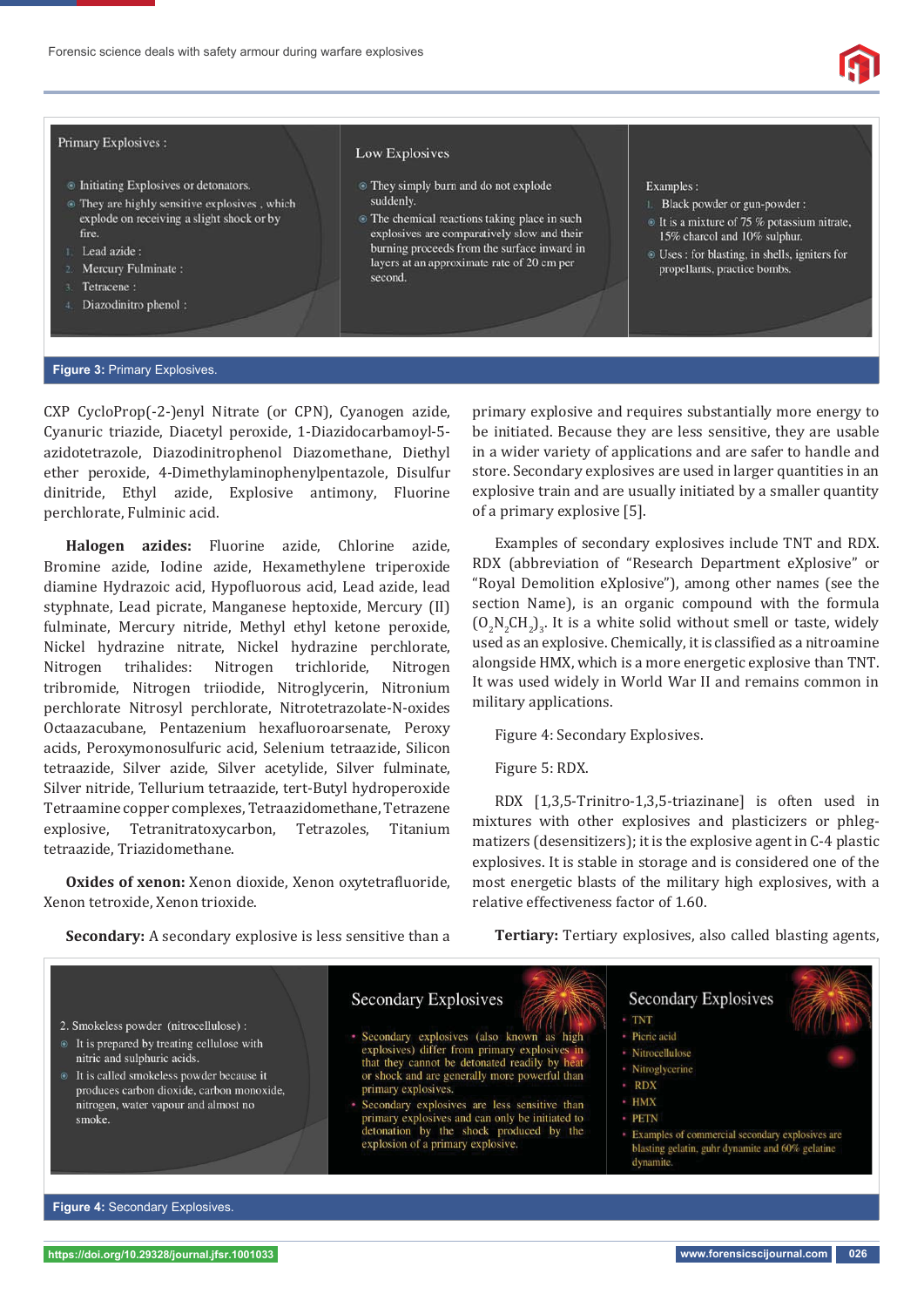Primary Explosives :

- Initiating Explosives or detonators.
- They are highly sensitive explosives , which explode on receiving a slight shock or by fire.

1. Lead azide :
2. Mercury Fulminate :
3. Tetracene :
4. Diazodinitro phenol :

Low Explosives

- They simply burn and do not explode suddenly.
- The chemical reactions taking place in such explosives are comparatively slow and their burning proceeds from the surface inward in layers at an approximate rate of 20 cm per second.

Examples :

1. Black powder or gun-powder :

- It is a mixture of 75 % potassium nitrate, 15% charcol and 10% sulphur.
- Uses : for blasting, in shells, igniters for propellants, practice bombs.

**Figure 3:** Primary Explosives.

CXP CycloProp(-2-)enyl Nitrate (or CPN), Cyanogen azide, Cyanuric triazide, Diacetyl peroxide, 1-Diazidocarbamoyl-5-azidotetrazole, Diazodinitrophenol Diazomethane, Diethyl ether peroxide, 4-Dimethylaminophenylpentazole, Disulfur dinitride, Ethyl azide, Explosive antimony, Fluorine perchlorate, Fulminic acid.

**Halogen azides:** Fluorine azide, Chlorine azide, Bromine azide, Iodine azide, Hexamethylene triperoxide diamine Hydrazoic acid, Hypofluorous acid, Lead azide, lead styphnate, Lead picrate, Manganese heptoxide, Mercury (II) fulminate, Mercury nitride, Methyl ethyl ketone peroxide, Nickel hydrazine nitrate, Nickel hydrazine perchlorate, Nitrogen trihalides: Nitrogen trichloride, Nitrogen tribromide, Nitrogen triiodide, Nitroglycerin, Nitronium perchlorate Nitrosyl perchlorate, Nitrotetrazolate-N-oxides Octaazacubane, Pentazenium hexafluoroarsenate, Peroxy acids, Peroxymonosulfuric acid, Selenium tetraazide, Silicon tetraazide, Silver azide, Silver acetylide, Silver fulminate, Silver nitride, Tellurium tetraazide, tert-Butyl hydroperoxide Tetraamine copper complexes, Tetraazidomethane, Tetrazene explosive, Tetranitratoxycarbon, Tetrazoles, Titanium tetraazide, Triazidomethane.

**Oxides of xenon:** Xenon dioxide, Xenon oxytetrafluoride, Xenon tetroxide, Xenon trioxide.

**Secondary:** A secondary explosive is less sensitive than a primary explosive and requires substantially more energy to be initiated. Because they are less sensitive, they are usable in a wider variety of applications and are safer to handle and store. Secondary explosives are used in larger quantities in an explosive train and are usually initiated by a smaller quantity of a primary explosive [5].

Examples of secondary explosives include TNT and RDX. RDX (abbreviation of "Research Department eXplosive" or "Royal Demolition eXplosive"), among other names (see the section Name), is an organic compound with the formula $(O_2N_2CH_2)_3$. It is a white solid without smell or taste, widely used as an explosive. Chemically, it is classified as a nitroamine alongside HMX, which is a more energetic explosive than TNT. It was used widely in World War II and remains common in military applications.

Figure 4: Secondary Explosives.

Figure 5: RDX.

RDX [1,3,5-Trinitro-1,3,5-triazinane] is often used in mixtures with other explosives and plasticizers or phlegmatizers (desensitizers); it is the explosive agent in C-4 plastic explosives. It is stable in storage and is considered one of the most energetic blasts of the military high explosives, with a relative effectiveness factor of 1.60.

**Tertiary:** Tertiary explosives, also called blasting agents,

2. Smokeless powder (nitrocellulose) :

- It is prepared by treating cellulose with nitric and sulphuric acids.
- It is called smokeless powder because it produces carbon dioxide, carbon monoxide, nitrogen, water vapour and almost no smoke.

Secondary Explosives

- Secondary explosives (also known as high explosives) differ from primary explosives in that they cannot be detonated readily by heat or shock and are generally more powerful than primary explosives.
- Secondary explosives are less sensitive than primary explosives and can only be initiated to detonation by the shock produced by the explosion of a primary explosive.

Secondary Explosives

- TNT
- Picric acid
- Nitrocellulose
- Nitroglycerine
- RDX
- HMX
- PETN
- Examples of commercial secondary explosives are blasting gelatin, guhr dynamite and 60% gelatine dynamite.

**Figure 4:** Secondary Explosives.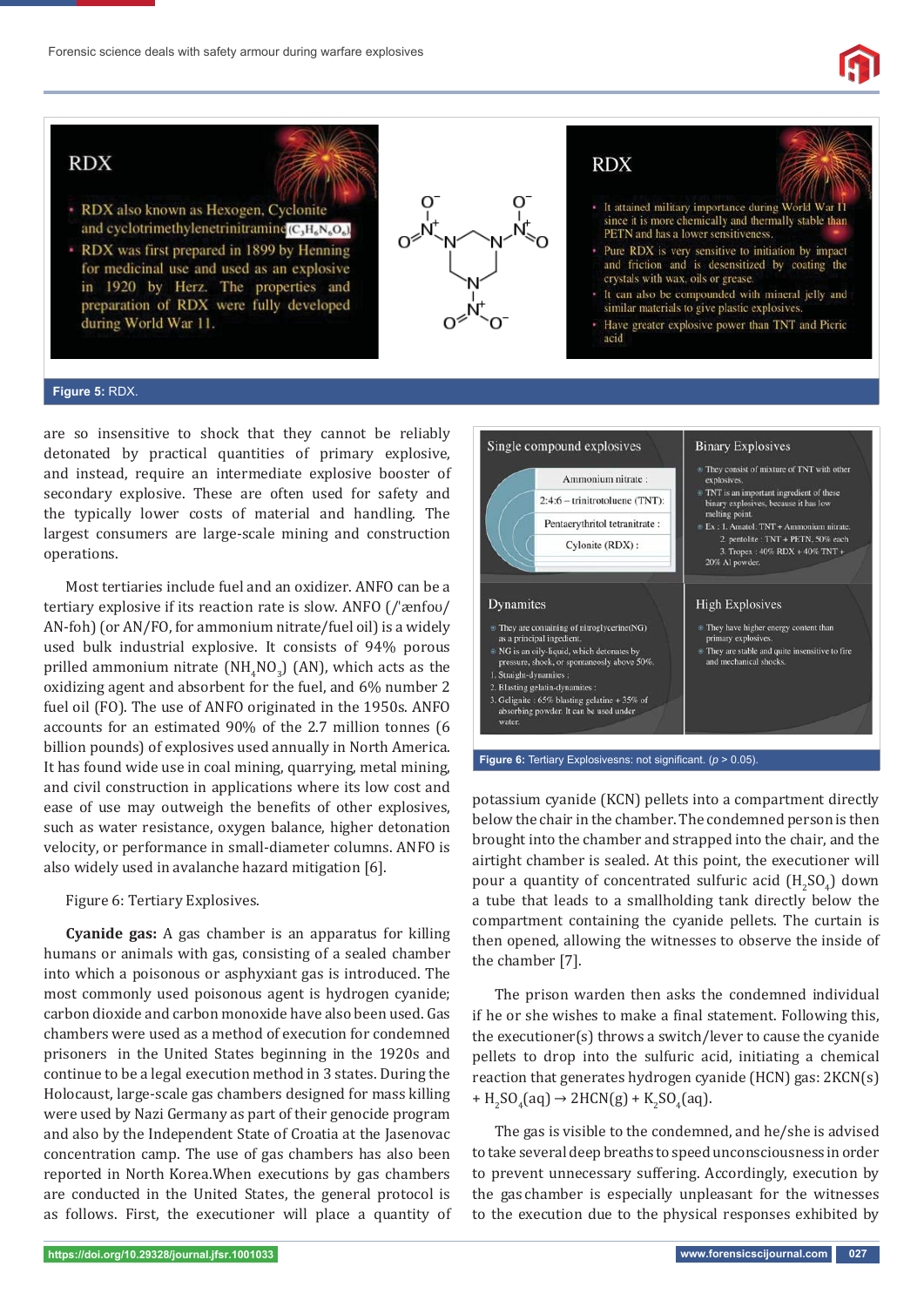RDX

- RDX also known as Hexogen, Cyclonite and cyclotrimethylenetrinitramine ($C_3H_6N_6O_6$)
- RDX was first prepared in 1899 by Henning for medicinal use and used as an explosive in 1920 by Herz. The properties and preparation of RDX were fully developed during World War II.

RDX

- It attained military importance during World War II since it is more chemically and thermally stable than PETN and has a lower sensitiveness.
- Pure RDX is very sensitive to initiation by impact and friction and is desensitized by coating the crystals with wax, oils or grease.
- It can also be compounded with mineral jelly and similar materials to give plastic explosives.
- Have greater explosive power than TNT and Picric acid

**Figure 5:** RDX.

are so insensitive to shock that they cannot be reliably detonated by practical quantities of primary explosive, and instead, require an intermediate explosive booster of secondary explosive. These are often used for safety and the typically lower costs of material and handling. The largest consumers are large-scale mining and construction operations.

Most tertiaries include fuel and an oxidizer. ANFO can be a tertiary explosive if its reaction rate is slow. ANFO (/'ænfoʊ/ AN-foh) (or AN/FO, for ammonium nitrate/fuel oil) is a widely used bulk industrial explosive. It consists of 94% porous prilled ammonium nitrate ($NH_4NO_3$) (AN), which acts as the oxidizing agent and absorbent for the fuel, and 6% number 2 fuel oil (FO). The use of ANFO originated in the 1950s. ANFO accounts for an estimated 90% of the 2.7 million tonnes (6 billion pounds) of explosives used annually in North America. It has found wide use in coal mining, quarrying, metal mining, and civil construction in applications where its low cost and ease of use may outweigh the benefits of other explosives, such as water resistance, oxygen balance, higher detonation velocity, or performance in small-diameter columns. ANFO is also widely used in avalanche hazard mitigation [6].

Figure 6: Tertiary Explosives.

Single compound explosives
- Ammonium nitrate :
- 2:4:6 – trinitrotoluene (TNT):
- Pentaerythritol tetranitrate :
- Cylonite (RDX) :

Binary Explosives
- They consist of mixture of TNT with other explosives.
- TNT is an important ingredient of these binary explosives, because it has low melting point.
- Ex : 1. Amatol: TNT + Ammonium nitrate.
  2. pentolite : TNT + PETN, 50% each
  3. Tropex : 40% RDX + 40% TNT + 20% Al powder.

Dynamites
- They are containing of nitroglycerine(NG) as a principal ingredient.
- NG is an oily-liquid, which detonates by pressure, shock, or spontaneously above 50%.
1. Straight-dynamites :
2. Blasting gelatin-dynamites :
3. Geligaite : 65% blasting gelatine + 35% of absorbing powder. It can be used under water.

High Explosives
- They have higher energy content than primary explosives.
- They are stable and quite insensitive to fire and mechanical shocks.

**Figure 6:** Tertiary Explosivesn: not significant. ($p > 0.05$).

**Cyanide gas:** A gas chamber is an apparatus for killing humans or animals with gas, consisting of a sealed chamber into which a poisonous or asphyxiant gas is introduced. The most commonly used poisonous agent is hydrogen cyanide; carbon dioxide and carbon monoxide have also been used. Gas chambers were used as a method of execution for condemned prisoners in the United States beginning in the 1920s and continue to be a legal execution method in 3 states. During the Holocaust, large-scale gas chambers designed for mass killing were used by Nazi Germany as part of their genocide program and also by the Independent State of Croatia at the Jasenovac concentration camp. The use of gas chambers has also been reported in North Korea.When executions by gas chambers are conducted in the United States, the general protocol is as follows. First, the executioner will place a quantity of potassium cyanide (KCN) pellets into a compartment directly below the chair in the chamber. The condemned person is then brought into the chamber and strapped into the chair, and the airtight chamber is sealed. At this point, the executioner will pour a quantity of concentrated sulfuric acid ($H_2SO_4$) down a tube that leads to a smallholding tank directly below the compartment containing the cyanide pellets. The curtain is then opened, allowing the witnesses to observe the inside of the chamber [7].

The prison warden then asks the condemned individual if he or she wishes to make a final statement. Following this, the executioner(s) throws a switch/lever to cause the cyanide pellets to drop into the sulfuric acid, initiating a chemical reaction that generates hydrogen cyanide (HCN) gas: $2KCN(s) + H_2SO_4(aq) \rightarrow 2HCN(g) + K_2SO_4(aq)$.

The gas is visible to the condemned, and he/she is advised to take several deep breaths to speed unconsciousness in order to prevent unnecessary suffering. Accordingly, execution by the gas chamber is especially unpleasant for the witnesses to the execution due to the physical responses exhibited by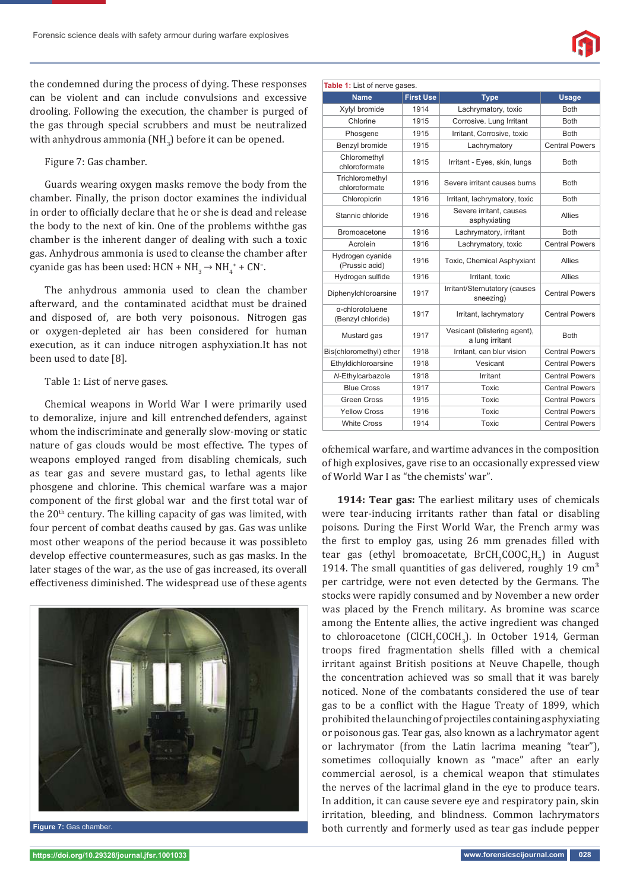the condemned during the process of dying. These responses can be violent and can include convulsions and excessive drooling. Following the execution, the chamber is purged of the gas through special scrubbers and must be neutralized with anhydrous ammonia ($NH_3$) before it can be opened.

Figure 7: Gas chamber.

Guards wearing oxygen masks remove the body from the chamber. Finally, the prison doctor examines the individual in order to officially declare that he or she is dead and release the body to the next of kin. One of the problems withthe gas chamber is the inherent danger of dealing with such a toxic gas. Anhydrous ammonia is used to cleanse the chamber after cyanide gas has been used: $HCN + NH_3 \rightarrow NH_4^+ + CN^-$.

The anhydrous ammonia used to clean the chamber afterward, and the contaminated acidthat must be drained and disposed of, are both very poisonous. Nitrogen gas or oxygen-depleted air has been considered for human execution, as it can induce nitrogen asphyxiation.It has not been used to date [8].

Table 1: List of nerve gases.

Chemical weapons in World War I were primarily used to demoralize, injure and kill entrenched defenders, against whom the indiscriminate and generally slow-moving or static nature of gas clouds would be most effective. The types of weapons employed ranged from disabling chemicals, such as tear gas and severe mustard gas, to lethal agents like phosgene and chlorine. This chemical warfare was a major component of the first global war and the first total war of the 20th century. The killing capacity of gas was limited, with four percent of combat deaths caused by gas. Gas was unlike most other weapons of the period because it was possibleto develop effective countermeasures, such as gas masks. In the later stages of the war, as the use of gas increased, its overall effectiveness diminished. The widespread use of these agents ofchemical warfare, and wartime advances in the composition of high explosives, gave rise to an occasionally expressed view of World War I as "the chemists' war".

Figure 7: Gas chamber.

**Table 1:** List of nerve gases.

| Name | First Use | Type | Usage |
|---|---|---|---|
| Xylyl bromide | 1914 | Lachrymatory, toxic | Both |
| Chlorine | 1915 | Corrosive. Lung Irritant | Both |
| Phosgene | 1915 | Irritant, Corrosive, toxic | Both |
| Benzyl bromide | 1915 | Lachrymatory | Central Powers |
| Chloromethyl chloroformate | 1915 | Irritant - Eyes, skin, lungs | Both |
| Trichloromethyl chloroformate | 1916 | Severe irritant causes burns | Both |
| Chloropicrin | 1916 | Irritant, lachrymatory, toxic | Both |
| Stannic chloride | 1916 | Severe irritant, causes asphyxiating | Allies |
| Bromoacetone | 1916 | Lachrymatory, irritant | Both |
| Acrolein | 1916 | Lachrymatory, toxic | Central Powers |
| Hydrogen cyanide (Prussic acid) | 1916 | Toxic, Chemical Asphyxiant | Allies |
| Hydrogen sulfide | 1916 | Irritant, toxic | Allies |
| Diphenylchloroarsine | 1917 | Irritant/Sternutatory (causes sneezing) | Central Powers |
| α-chlorotoluene (Benzyl chloride) | 1917 | Irritant, lachrymatory | Central Powers |
| Mustard gas | 1917 | Vesicant (blistering agent), a lung irritant | Both |
| Bis(chloromethyl) ether | 1918 | Irritant, can blur vision | Central Powers |
| Ethyldichloroarsine | 1918 | Vesicant | Central Powers |
| *N*-Ethylcarbazole | 1918 | Irritant | Central Powers |
| Blue Cross | 1917 | Toxic | Central Powers |
| Green Cross | 1915 | Toxic | Central Powers |
| Yellow Cross | 1916 | Toxic | Central Powers |
| White Cross | 1914 | Toxic | Central Powers |

**1914: Tear gas:** The earliest military uses of chemicals were tear-inducing irritants rather than fatal or disabling poisons. During the First World War, the French army was the first to employ gas, using 26 mm grenades filled with tear gas (ethyl bromoacetate, $BrCH_2COOC_2H_5$) in August 1914. The small quantities of gas delivered, roughly 19 $cm^3$ per cartridge, were not even detected by the Germans. The stocks were rapidly consumed and by November a new order was placed by the French military. As bromine was scarce among the Entente allies, the active ingredient was changed to chloroacetone ($ClCH_2COCH_3$). In October 1914, German troops fired fragmentation shells filled with a chemical irritant against British positions at Neuve Chapelle, though the concentration achieved was so small that it was barely noticed. None of the combatants considered the use of tear gas to be a conflict with the Hague Treaty of 1899, which prohibited thelaunching of projectiles containing asphyxiating or poisonous gas. Tear gas, also known as a lachrymator agent or lachrymator (from the Latin lacrima meaning "tear"), sometimes colloquially known as "mace" after an early commercial aerosol, is a chemical weapon that stimulates the nerves of the lacrimal gland in the eye to produce tears. In addition, it can cause severe eye and respiratory pain, skin irritation, bleeding, and blindness. Common lachrymators both currently and formerly used as tear gas include pepper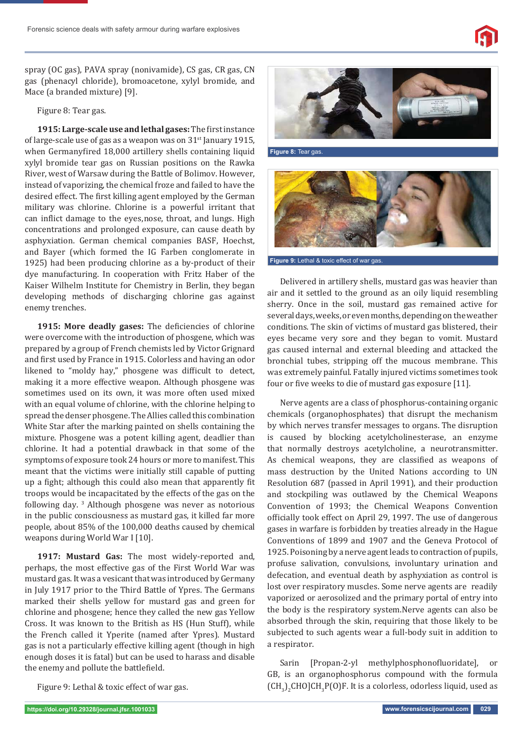spray (OC gas), PAVA spray (nonivamide), CS gas, CR gas, CN gas (phenacyl chloride), bromoacetone, xylyl bromide, and Mace (a branded mixture) [9].

Figure 8: Tear gas.

**1915: Large-scale use and lethal gases:** The first instance of large-scale use of gas as a weapon was on 31st January 1915, when Germanyfired 18,000 artillery shells containing liquid xylyl bromide tear gas on Russian positions on the Rawka River, west of Warsaw during the Battle of Bolimov. However, instead of vaporizing, the chemical froze and failed to have the desired effect. The first killing agent employed by the German military was chlorine. Chlorine is a powerful irritant that can inflict damage to the eyes,nose, throat, and lungs. High concentrations and prolonged exposure, can cause death by asphyxiation. German chemical companies BASF, Hoechst, and Bayer (which formed the IG Farben conglomerate in 1925) had been producing chlorine as a by-product of their dye manufacturing. In cooperation with Fritz Haber of the Kaiser Wilhelm Institute for Chemistry in Berlin, they began developing methods of discharging chlorine gas against enemy trenches.

**1915: More deadly gases:** The deficiencies of chlorine were overcome with the introduction of phosgene, which was prepared by a group of French chemists led by Victor Grignard and first used by France in 1915. Colorless and having an odor likened to "moldy hay," phosgene was difficult to detect, making it a more effective weapon. Although phosgene was sometimes used on its own, it was more often used mixed with an equal volume of chlorine, with the chlorine helping to spread the denser phosgene. The Allies called this combination White Star after the marking painted on shells containing the mixture. Phosgene was a potent killing agent, deadlier than chlorine. It had a potential drawback in that some of the symptoms of exposure took 24 hours or more to manifest. This meant that the victims were initially still capable of putting up a fight; although this could also mean that apparently fit troops would be incapacitated by the effects of the gas on the following day. [3] Although phosgene was never as notorious in the public consciousness as mustard gas, it killed far more people, about 85% of the 100,000 deaths caused by chemical weapons during World War I [10].

**1917: Mustard Gas:** The most widely-reported and, perhaps, the most effective gas of the First World War was mustard gas. It was a vesicant that was introduced by Germany in July 1917 prior to the Third Battle of Ypres. The Germans marked their shells yellow for mustard gas and green for chlorine and phosgene; hence they called the new gas Yellow Cross. It was known to the British as HS (Hun Stuff), while the French called it Yperite (named after Ypres). Mustard gas is not a particularly effective killing agent (though in high enough doses it is fatal) but can be used to harass and disable the enemy and pollute the battlefield.

Figure 9: Lethal & toxic effect of war gas.

**Figure 8:** Tear gas.

**Figure 9:** Lethal & toxic effect of war gas.

Delivered in artillery shells, mustard gas was heavier than air and it settled to the ground as an oily liquid resembling sherry. Once in the soil, mustard gas remained active for several days, weeks, or even months, depending on the weather conditions. The skin of victims of mustard gas blistered, their eyes became very sore and they began to vomit. Mustard gas caused internal and external bleeding and attacked the bronchial tubes, stripping off the mucous membrane. This was extremely painful. Fatally injured victims sometimes took four or five weeks to die of mustard gas exposure [11].

Nerve agents are a class of phosphorus-containing organic chemicals (organophosphates) that disrupt the mechanism by which nerves transfer messages to organs. The disruption is caused by blocking acetylcholinesterase, an enzyme that normally destroys acetylcholine, a neurotransmitter. As chemical weapons, they are classified as weapons of mass destruction by the United Nations according to UN Resolution 687 (passed in April 1991), and their production and stockpiling was outlawed by the Chemical Weapons Convention of 1993; the Chemical Weapons Convention officially took effect on April 29, 1997. The use of dangerous gases in warfare is forbidden by treaties already in the Hague Conventions of 1899 and 1907 and the Geneva Protocol of 1925. Poisoning by a nerve agent leads to contraction of pupils, profuse salivation, convulsions, involuntary urination and defecation, and eventual death by asphyxiation as control is lost over respiratory muscles. Some nerve agents are readily vaporized or aerosolized and the primary portal of entry into the body is the respiratory system.Nerve agents can also be absorbed through the skin, requiring that those likely to be subjected to such agents wear a full-body suit in addition to a respirator.

Sarin [Propan-2-yl methylphosphonofluoridate], or GB, is an organophosphorus compound with the formula $(CH_3)_2CHO]CH_3P(O)F$. It is a colorless, odorless liquid, used as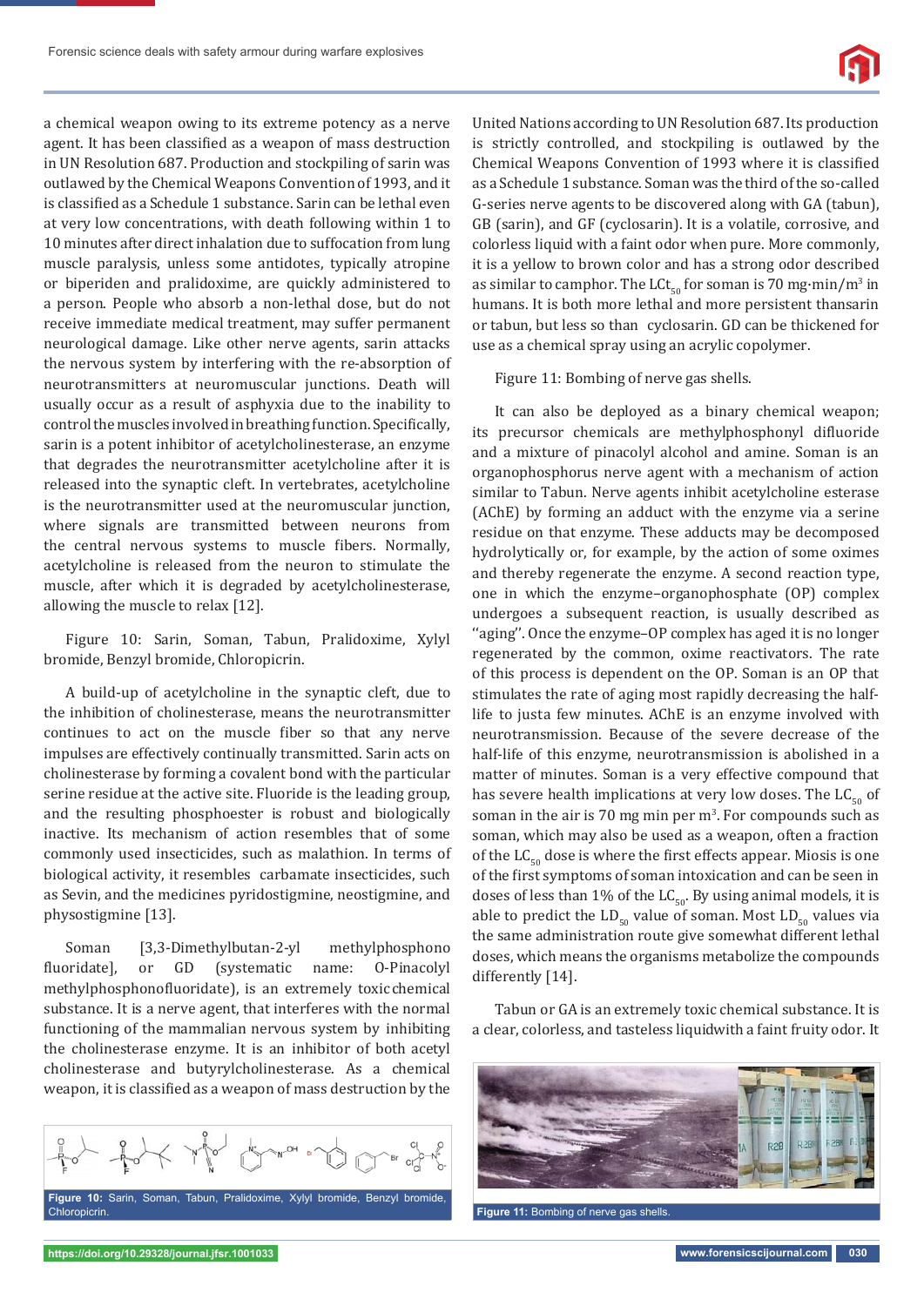a chemical weapon owing to its extreme potency as a nerve agent. It has been classified as a weapon of mass destruction in UN Resolution 687. Production and stockpiling of sarin was outlawed by the Chemical Weapons Convention of 1993, and it is classified as a Schedule 1 substance. Sarin can be lethal even at very low concentrations, with death following within 1 to 10 minutes after direct inhalation due to suffocation from lung muscle paralysis, unless some antidotes, typically atropine or biperiden and pralidoxime, are quickly administered to a person. People who absorb a non-lethal dose, but do not receive immediate medical treatment, may suffer permanent neurological damage. Like other nerve agents, sarin attacks the nervous system by interfering with the re-absorption of neurotransmitters at neuromuscular junctions. Death will usually occur as a result of asphyxia due to the inability to control the muscles involved in breathing function. Specifically, sarin is a potent inhibitor of acetylcholinesterase, an enzyme that degrades the neurotransmitter acetylcholine after it is released into the synaptic cleft. In vertebrates, acetylcholine is the neurotransmitter used at the neuromuscular junction, where signals are transmitted between neurons from the central nervous systems to muscle fibers. Normally, acetylcholine is released from the neuron to stimulate the muscle, after which it is degraded by acetylcholinesterase, allowing the muscle to relax [12].

Figure 10: Sarin, Soman, Tabun, Pralidoxime, Xylyl bromide, Benzyl bromide, Chloropicrin.

A build-up of acetylcholine in the synaptic cleft, due to the inhibition of cholinesterase, means the neurotransmitter continues to act on the muscle fiber so that any nerve impulses are effectively continually transmitted. Sarin acts on cholinesterase by forming a covalent bond with the particular serine residue at the active site. Fluoride is the leading group, and the resulting phosphoester is robust and biologically inactive. Its mechanism of action resembles that of some commonly used insecticides, such as malathion. In terms of biological activity, it resembles carbamate insecticides, such as Sevin, and the medicines pyridostigmine, neostigmine, and physostigmine [13].

Soman [3,3-Dimethylbutan-2-yl methylphosphono fluoridate], or GD (systematic name: O-Pinacolyl methylphosphonofluoridate), is an extremely toxic chemical substance. It is a nerve agent, that interferes with the normal functioning of the mammalian nervous system by inhibiting the cholinesterase enzyme. It is an inhibitor of both acetyl cholinesterase and butyrylcholinesterase. As a chemical weapon, it is classified as a weapon of mass destruction by the United Nations according to UN Resolution 687. Its production is strictly controlled, and stockpiling is outlawed by the Chemical Weapons Convention of 1993 where it is classified as a Schedule 1 substance. Soman was the third of the so-called G-series nerve agents to be discovered along with GA (tabun), GB (sarin), and GF (cyclosarin). It is a volatile, corrosive, and colorless liquid with a faint odor when pure. More commonly, it is a yellow to brown color and has a strong odor described as similar to camphor. The $LCt_{50}$ for soman is 70 mg·min/m$^3$ in humans. It is both more lethal and more persistent thansarin or tabun, but less so than cyclosarin. GD can be thickened for use as a chemical spray using an acrylic copolymer.

Figure 11: Bombing of nerve gas shells.

It can also be deployed as a binary chemical weapon; its precursor chemicals are methylphosphonyl difluoride and a mixture of pinacolyl alcohol and amine. Soman is an organophosphorus nerve agent with a mechanism of action similar to Tabun. Nerve agents inhibit acetylcholine esterase (AChE) by forming an adduct with the enzyme via a serine residue on that enzyme. These adducts may be decomposed hydrolytically or, for example, by the action of some oximes and thereby regenerate the enzyme. A second reaction type, one in which the enzyme–organophosphate (OP) complex undergoes a subsequent reaction, is usually described as "aging". Once the enzyme–OP complex has aged it is no longer regenerated by the common, oxime reactivators. The rate of this process is dependent on the OP. Soman is an OP that stimulates the rate of aging most rapidly decreasing the half-life to justa few minutes. AChE is an enzyme involved with neurotransmission. Because of the severe decrease of the half-life of this enzyme, neurotransmission is abolished in a matter of minutes. Soman is a very effective compound that has severe health implications at very low doses. The $LC_{50}$ of soman in the air is 70 mg min per m$^3$. For compounds such as soman, which may also be used as a weapon, often a fraction of the $LC_{50}$ dose is where the first effects appear. Miosis is one of the first symptoms of soman intoxication and can be seen in doses of less than 1% of the $LC_{50}$. By using animal models, it is able to predict the $LD_{50}$ value of soman. Most $LD_{50}$ values via the same administration route give somewhat different lethal doses, which means the organisms metabolize the compounds differently [14].

Tabun or GA is an extremely toxic chemical substance. It is a clear, colorless, and tasteless liquidwith a faint fruity odor. It

**Figure 10:** Sarin, Soman, Tabun, Pralidoxime, Xylyl bromide, Benzyl bromide, Chloropicrin.

**Figure 11:** Bombing of nerve gas shells.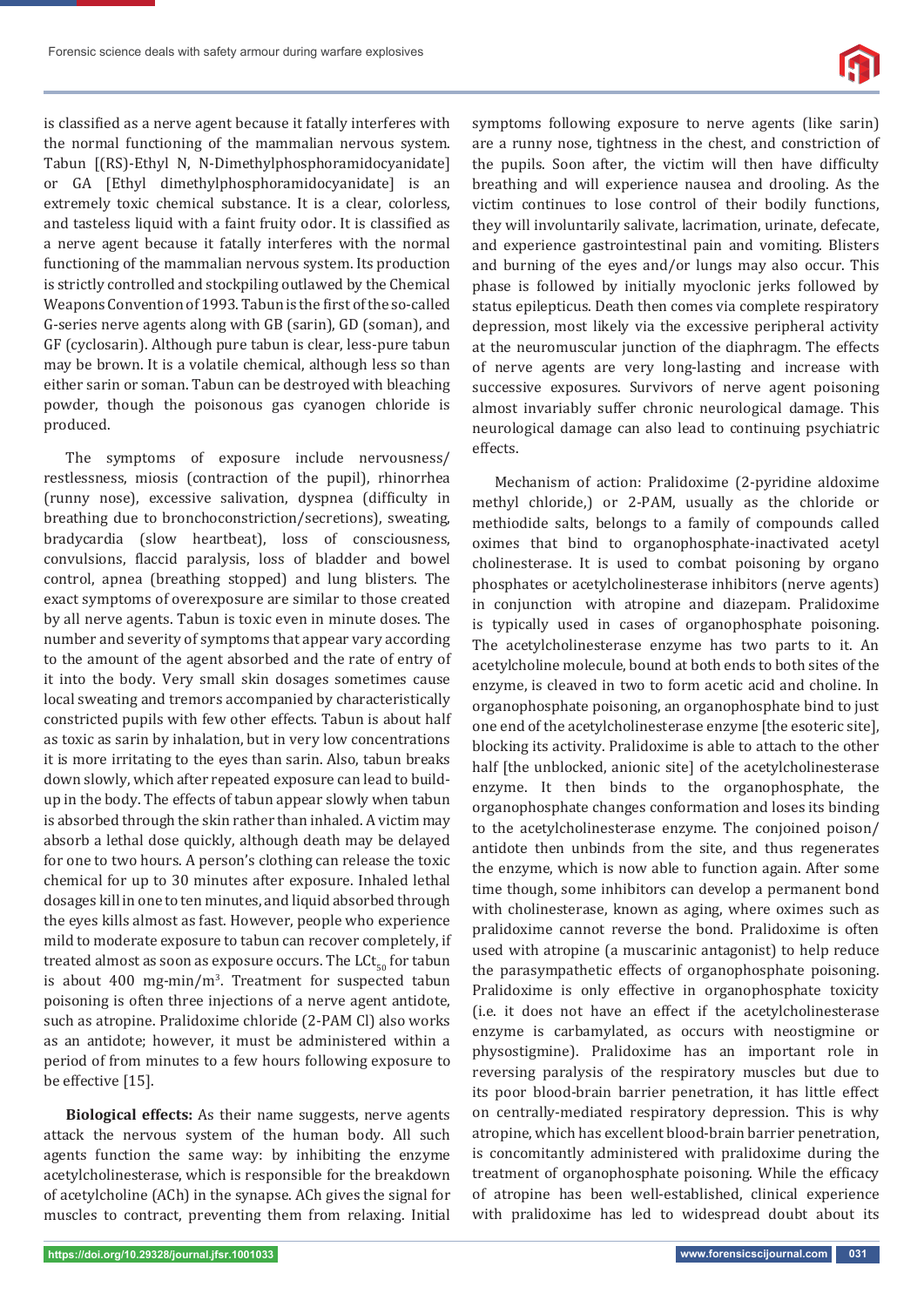is classified as a nerve agent because it fatally interferes with the normal functioning of the mammalian nervous system. Tabun [(RS)-Ethyl N, N-Dimethylphosphoramidocyanidate] or GA [Ethyl dimethylphosphoramidocyanidate] is an extremely toxic chemical substance. It is a clear, colorless, and tasteless liquid with a faint fruity odor. It is classified as a nerve agent because it fatally interferes with the normal functioning of the mammalian nervous system. Its production is strictly controlled and stockpiling outlawed by the Chemical Weapons Convention of 1993. Tabun is the first of the so-called G-series nerve agents along with GB (sarin), GD (soman), and GF (cyclosarin). Although pure tabun is clear, less-pure tabun may be brown. It is a volatile chemical, although less so than either sarin or soman. Tabun can be destroyed with bleaching powder, though the poisonous gas cyanogen chloride is produced.

The symptoms of exposure include nervousness/restlessness, miosis (contraction of the pupil), rhinorrhea (runny nose), excessive salivation, dyspnea (difficulty in breathing due to bronchoconstriction/secretions), sweating, bradycardia (slow heartbeat), loss of consciousness, convulsions, flaccid paralysis, loss of bladder and bowel control, apnea (breathing stopped) and lung blisters. The exact symptoms of overexposure are similar to those created by all nerve agents. Tabun is toxic even in minute doses. The number and severity of symptoms that appear vary according to the amount of the agent absorbed and the rate of entry of it into the body. Very small skin dosages sometimes cause local sweating and tremors accompanied by characteristically constricted pupils with few other effects. Tabun is about half as toxic as sarin by inhalation, but in very low concentrations it is more irritating to the eyes than sarin. Also, tabun breaks down slowly, which after repeated exposure can lead to build-up in the body. The effects of tabun appear slowly when tabun is absorbed through the skin rather than inhaled. A victim may absorb a lethal dose quickly, although death may be delayed for one to two hours. A person's clothing can release the toxic chemical for up to 30 minutes after exposure. Inhaled lethal dosages kill in one to ten minutes, and liquid absorbed through the eyes kills almost as fast. However, people who experience mild to moderate exposure to tabun can recover completely, if treated almost as soon as exposure occurs. The $LCt_{50}$ for tabun is about 400 mg-min/$m^3$. Treatment for suspected tabun poisoning is often three injections of a nerve agent antidote, such as atropine. Pralidoxime chloride (2-PAM Cl) also works as an antidote; however, it must be administered within a period of from minutes to a few hours following exposure to be effective [15].

**Biological effects:** As their name suggests, nerve agents attack the nervous system of the human body. All such agents function the same way: by inhibiting the enzyme acetylcholinesterase, which is responsible for the breakdown of acetylcholine (ACh) in the synapse. ACh gives the signal for muscles to contract, preventing them from relaxing. Initial symptoms following exposure to nerve agents (like sarin) are a runny nose, tightness in the chest, and constriction of the pupils. Soon after, the victim will then have difficulty breathing and will experience nausea and drooling. As the victim continues to lose control of their bodily functions, they will involuntarily salivate, lacrimation, urinate, defecate, and experience gastrointestinal pain and vomiting. Blisters and burning of the eyes and/or lungs may also occur. This phase is followed by initially myoclonic jerks followed by status epilepticus. Death then comes via complete respiratory depression, most likely via the excessive peripheral activity at the neuromuscular junction of the diaphragm. The effects of nerve agents are very long-lasting and increase with successive exposures. Survivors of nerve agent poisoning almost invariably suffer chronic neurological damage. This neurological damage can also lead to continuing psychiatric effects.

Mechanism of action: Pralidoxime (2-pyridine aldoxime methyl chloride,) or 2-PAM, usually as the chloride or methiodide salts, belongs to a family of compounds called oximes that bind to organophosphate-inactivated acetyl cholinesterase. It is used to combat poisoning by organo phosphates or acetylcholinesterase inhibitors (nerve agents) in conjunction with atropine and diazepam. Pralidoxime is typically used in cases of organophosphate poisoning. The acetylcholinesterase enzyme has two parts to it. An acetylcholine molecule, bound at both ends to both sites of the enzyme, is cleaved in two to form acetic acid and choline. In organophosphate poisoning, an organophosphate bind to just one end of the acetylcholinesterase enzyme [the esoteric site], blocking its activity. Pralidoxime is able to attach to the other half [the unblocked, anionic site] of the acetylcholinesterase enzyme. It then binds to the organophosphate, the organophosphate changes conformation and loses its binding to the acetylcholinesterase enzyme. The conjoined poison/antidote then unbinds from the site, and thus regenerates the enzyme, which is now able to function again. After some time though, some inhibitors can develop a permanent bond with cholinesterase, known as aging, where oximes such as pralidoxime cannot reverse the bond. Pralidoxime is often used with atropine (a muscarinic antagonist) to help reduce the parasympathetic effects of organophosphate poisoning. Pralidoxime is only effective in organophosphate toxicity (i.e. it does not have an effect if the acetylcholinesterase enzyme is carbamylated, as occurs with neostigmine or physostigmine). Pralidoxime has an important role in reversing paralysis of the respiratory muscles but due to its poor blood-brain barrier penetration, it has little effect on centrally-mediated respiratory depression. This is why atropine, which has excellent blood-brain barrier penetration, is concomitantly administered with pralidoxime during the treatment of organophosphate poisoning. While the efficacy of atropine has been well-established, clinical experience with pralidoxime has led to widespread doubt about its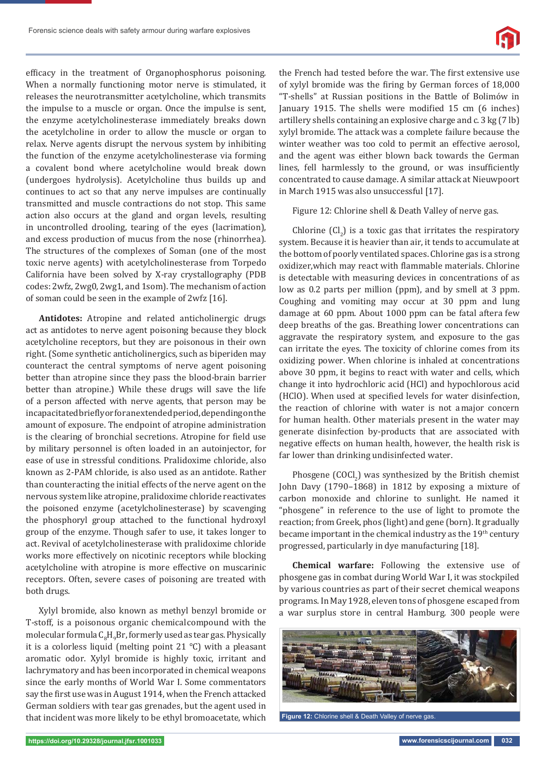efficacy in the treatment of Organophosphorus poisoning. When a normally functioning motor nerve is stimulated, it releases the neurotransmitter acetylcholine, which transmits the impulse to a muscle or organ. Once the impulse is sent, the enzyme acetylcholinesterase immediately breaks down the acetylcholine in order to allow the muscle or organ to relax. Nerve agents disrupt the nervous system by inhibiting the function of the enzyme acetylcholinesterase via forming a covalent bond where acetylcholine would break down (undergoes hydrolysis). Acetylcholine thus builds up and continues to act so that any nerve impulses are continually transmitted and muscle contractions do not stop. This same action also occurs at the gland and organ levels, resulting in uncontrolled drooling, tearing of the eyes (lacrimation), and excess production of mucus from the nose (rhinorrhea). The structures of the complexes of Soman (one of the most toxic nerve agents) with acetylcholinesterase from Torpedo California have been solved by X-ray crystallography (PDB codes: 2wfz, 2wg0, 2wg1, and 1som). The mechanism of action of soman could be seen in the example of 2wfz [16].

**Antidotes:** Atropine and related anticholinergic drugs act as antidotes to nerve agent poisoning because they block acetylcholine receptors, but they are poisonous in their own right. (Some synthetic anticholinergics, such as biperiden may counteract the central symptoms of nerve agent poisoning better than atropine since they pass the blood-brain barrier better than atropine.) While these drugs will save the life of a person affected with nerve agents, that person may be incapacitated briefly or for an extended period, depending on the amount of exposure. The endpoint of atropine administration is the clearing of bronchial secretions. Atropine for field use by military personnel is often loaded in an autoinjector, for ease of use in stressful conditions. Pralidoxime chloride, also known as 2-PAM chloride, is also used as an antidote. Rather than counteracting the initial effects of the nerve agent on the nervous system like atropine, pralidoxime chloride reactivates the poisoned enzyme (acetylcholinesterase) by scavenging the phosphoryl group attached to the functional hydroxyl group of the enzyme. Though safer to use, it takes longer to act. Revival of acetylcholinesterase with pralidoxime chloride works more effectively on nicotinic receptors while blocking acetylcholine with atropine is more effective on muscarinic receptors. Often, severe cases of poisoning are treated with both drugs.

Xylyl bromide, also known as methyl benzyl bromide or T-stoff, is a poisonous organic chemical compound with the molecular formula $C_8H_9Br$, formerly used as tear gas. Physically it is a colorless liquid (melting point 21 °C) with a pleasant aromatic odor. Xylyl bromide is highly toxic, irritant and lachrymatory and has been incorporated in chemical weapons since the early months of World War I. Some commentators say the first use was in August 1914, when the French attacked German soldiers with tear gas grenades, but the agent used in that incident was more likely to be ethyl bromoacetate, which the French had tested before the war. The first extensive use of xylyl bromide was the firing by German forces of 18,000 "T-shells" at Russian positions in the Battle of Bolimów in January 1915. The shells were modified 15 cm (6 inches) artillery shells containing an explosive charge and c. 3 kg (7 lb) xylyl bromide. The attack was a complete failure because the winter weather was too cold to permit an effective aerosol, and the agent was either blown back towards the German lines, fell harmlessly to the ground, or was insufficiently concentrated to cause damage. A similar attack at Nieuwpoort in March 1915 was also unsuccessful [17].

Figure 12: Chlorine shell & Death Valley of nerve gas.

Chlorine ($Cl_2$) is a toxic gas that irritates the respiratory system. Because it is heavier than air, it tends to accumulate at the bottom of poorly ventilated spaces. Chlorine gas is a strong oxidizer, which may react with flammable materials. Chlorine is detectable with measuring devices in concentrations of as low as 0.2 parts per million (ppm), and by smell at 3 ppm. Coughing and vomiting may occur at 30 ppm and lung damage at 60 ppm. About 1000 ppm can be fatal after a few deep breaths of the gas. Breathing lower concentrations can aggravate the respiratory system, and exposure to the gas can irritate the eyes. The toxicity of chlorine comes from its oxidizing power. When chlorine is inhaled at concentrations above 30 ppm, it begins to react with water and cells, which change it into hydrochloric acid (HCl) and hypochlorous acid (HClO). When used at specified levels for water disinfection, the reaction of chlorine with water is not a major concern for human health. Other materials present in the water may generate disinfection by-products that are associated with negative effects on human health, however, the health risk is far lower than drinking undisinfected water.

Phosgene ($COCl_2$) was synthesized by the British chemist John Davy (1790–1868) in 1812 by exposing a mixture of carbon monoxide and chlorine to sunlight. He named it "phosgene" in reference to the use of light to promote the reaction; from Greek, phos (light) and gene (born). It gradually became important in the chemical industry as the 19th century progressed, particularly in dye manufacturing [18].

**Chemical warfare:** Following the extensive use of phosgene gas in combat during World War I, it was stockpiled by various countries as part of their secret chemical weapons programs. In May 1928, eleven tons of phosgene escaped from a war surplus store in central Hamburg. 300 people were

**Figure 12:** Chlorine shell & Death Valley of nerve gas.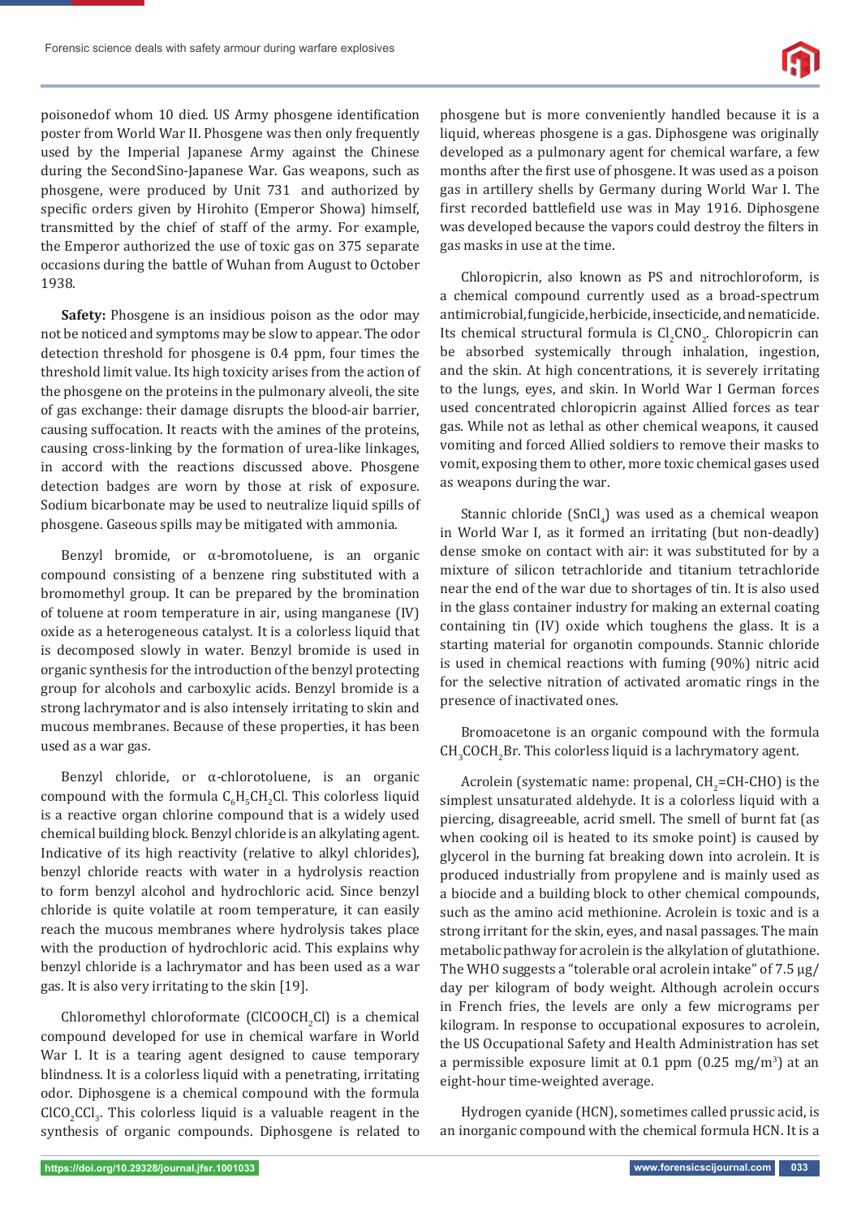poisonedof whom 10 died. US Army phosgene identification poster from World War II. Phosgene was then only frequently used by the Imperial Japanese Army against the Chinese during the SecondSino-Japanese War. Gas weapons, such as phosgene, were produced by Unit 731 and authorized by specific orders given by Hirohito (Emperor Showa) himself, transmitted by the chief of staff of the army. For example, the Emperor authorized the use of toxic gas on 375 separate occasions during the battle of Wuhan from August to October 1938.

**Safety:** Phosgene is an insidious poison as the odor may not be noticed and symptoms may be slow to appear. The odor detection threshold for phosgene is 0.4 ppm, four times the threshold limit value. Its high toxicity arises from the action of the phosgene on the proteins in the pulmonary alveoli, the site of gas exchange: their damage disrupts the blood-air barrier, causing suffocation. It reacts with the amines of the proteins, causing cross-linking by the formation of urea-like linkages, in accord with the reactions discussed above. Phosgene detection badges are worn by those at risk of exposure. Sodium bicarbonate may be used to neutralize liquid spills of phosgene. Gaseous spills may be mitigated with ammonia.

Benzyl bromide, or α-bromotoluene, is an organic compound consisting of a benzene ring substituted with a bromomethyl group. It can be prepared by the bromination of toluene at room temperature in air, using manganese (IV) oxide as a heterogeneous catalyst. It is a colorless liquid that is decomposed slowly in water. Benzyl bromide is used in organic synthesis for the introduction of the benzyl protecting group for alcohols and carboxylic acids. Benzyl bromide is a strong lachrymator and is also intensely irritating to skin and mucous membranes. Because of these properties, it has been used as a war gas.

Benzyl chloride, or α-chlorotoluene, is an organic compound with the formula $C_6H_5CH_2Cl$. This colorless liquid is a reactive organ chlorine compound that is a widely used chemical building block. Benzyl chloride is an alkylating agent. Indicative of its high reactivity (relative to alkyl chlorides), benzyl chloride reacts with water in a hydrolysis reaction to form benzyl alcohol and hydrochloric acid. Since benzyl chloride is quite volatile at room temperature, it can easily reach the mucous membranes where hydrolysis takes place with the production of hydrochloric acid. This explains why benzyl chloride is a lachrymator and has been used as a war gas. It is also very irritating to the skin [19].

Chloromethyl chloroformate ($ClCOOCH_2Cl$) is a chemical compound developed for use in chemical warfare in World War I. It is a tearing agent designed to cause temporary blindness. It is a colorless liquid with a penetrating, irritating odor. Diphosgene is a chemical compound with the formula $ClCO_2CCl_3$. This colorless liquid is a valuable reagent in the synthesis of organic compounds. Diphosgene is related to phosgene but is more conveniently handled because it is a liquid, whereas phosgene is a gas. Diphosgene was originally developed as a pulmonary agent for chemical warfare, a few months after the first use of phosgene. It was used as a poison gas in artillery shells by Germany during World War I. The first recorded battlefield use was in May 1916. Diphosgene was developed because the vapors could destroy the filters in gas masks in use at the time.

Chloropicrin, also known as PS and nitrochloroform, is a chemical compound currently used as a broad-spectrum antimicrobial, fungicide, herbicide, insecticide, and nematicide. Its chemical structural formula is $Cl_3CNO_2$. Chloropicrin can be absorbed systemically through inhalation, ingestion, and the skin. At high concentrations, it is severely irritating to the lungs, eyes, and skin. In World War I German forces used concentrated chloropicrin against Allied forces as tear gas. While not as lethal as other chemical weapons, it caused vomiting and forced Allied soldiers to remove their masks to vomit, exposing them to other, more toxic chemical gases used as weapons during the war.

Stannic chloride ($SnCl_4$) was used as a chemical weapon in World War I, as it formed an irritating (but non-deadly) dense smoke on contact with air: it was substituted for by a mixture of silicon tetrachloride and titanium tetrachloride near the end of the war due to shortages of tin. It is also used in the glass container industry for making an external coating containing tin (IV) oxide which toughens the glass. It is a starting material for organotin compounds. Stannic chloride is used in chemical reactions with fuming (90%) nitric acid for the selective nitration of activated aromatic rings in the presence of inactivated ones.

Bromoacetone is an organic compound with the formula $CH_3COCH_2Br$. This colorless liquid is a lachrymatory agent.

Acrolein (systematic name: propenal, $CH_2$=CH-CHO) is the simplest unsaturated aldehyde. It is a colorless liquid with a piercing, disagreeable, acrid smell. The smell of burnt fat (as when cooking oil is heated to its smoke point) is caused by glycerol in the burning fat breaking down into acrolein. It is produced industrially from propylene and is mainly used as a biocide and a building block to other chemical compounds, such as the amino acid methionine. Acrolein is toxic and is a strong irritant for the skin, eyes, and nasal passages. The main metabolic pathway for acrolein is the alkylation of glutathione. The WHO suggests a "tolerable oral acrolein intake" of 7.5 μg/day per kilogram of body weight. Although acrolein occurs in French fries, the levels are only a few micrograms per kilogram. In response to occupational exposures to acrolein, the US Occupational Safety and Health Administration has set a permissible exposure limit at 0.1 ppm (0.25 $mg/m^3$) at an eight-hour time-weighted average.

Hydrogen cyanide (HCN), sometimes called prussic acid, is an inorganic compound with the chemical formula HCN. It is a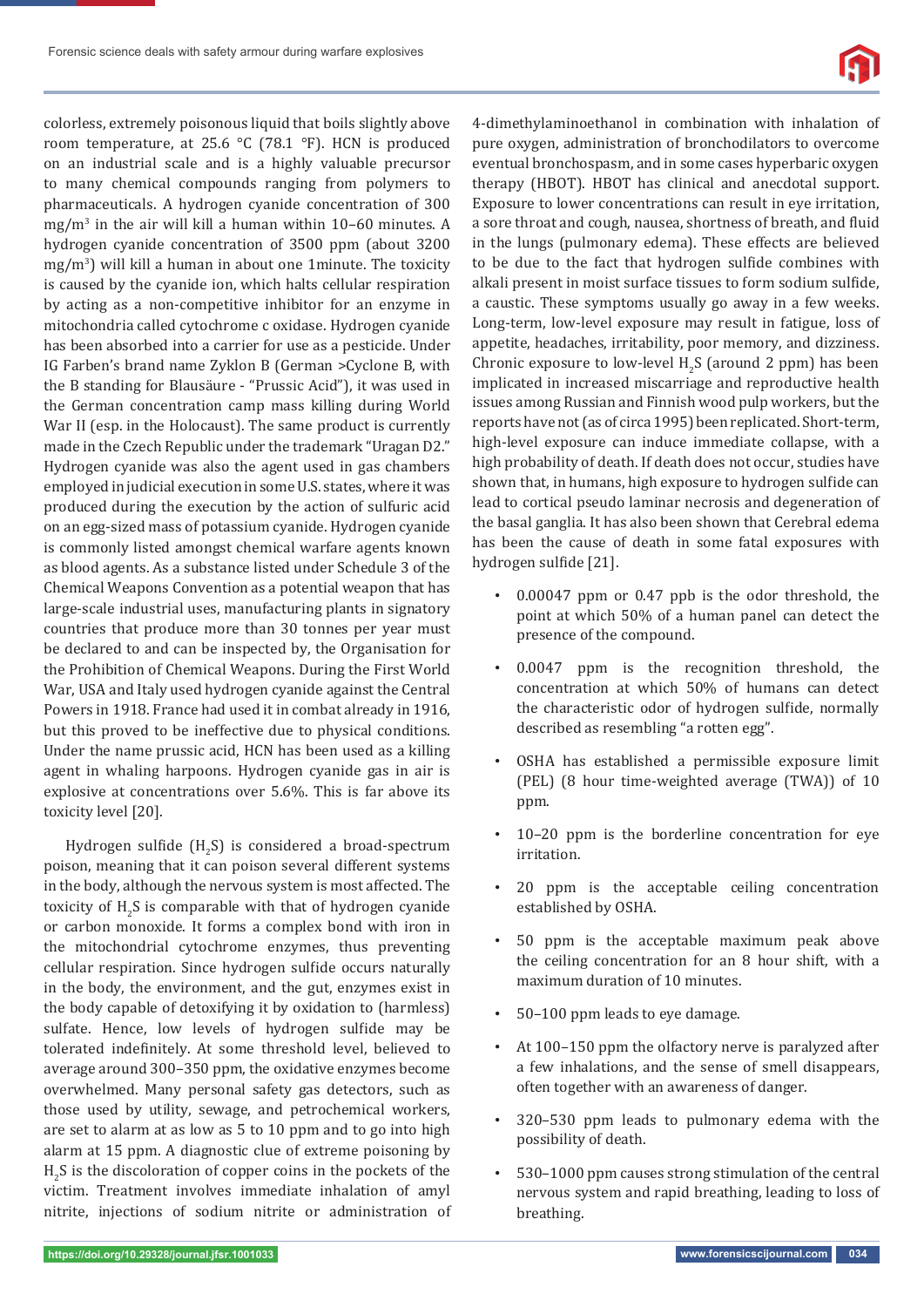colorless, extremely poisonous liquid that boils slightly above room temperature, at 25.6 °C (78.1 °F). HCN is produced on an industrial scale and is a highly valuable precursor to many chemical compounds ranging from polymers to pharmaceuticals. A hydrogen cyanide concentration of 300 $mg/m^3$ in the air will kill a human within 10–60 minutes. A hydrogen cyanide concentration of 3500 ppm (about 3200 $mg/m^3$) will kill a human in about one 1minute. The toxicity is caused by the cyanide ion, which halts cellular respiration by acting as a non-competitive inhibitor for an enzyme in mitochondria called cytochrome c oxidase. Hydrogen cyanide has been absorbed into a carrier for use as a pesticide. Under IG Farben's brand name Zyklon B (German >Cyclone B, with the B standing for Blausäure - "Prussic Acid"), it was used in the German concentration camp mass killing during World War II (esp. in the Holocaust). The same product is currently made in the Czech Republic under the trademark "Uragan D2." Hydrogen cyanide was also the agent used in gas chambers employed in judicial execution in some U.S. states, where it was produced during the execution by the action of sulfuric acid on an egg-sized mass of potassium cyanide. Hydrogen cyanide is commonly listed amongst chemical warfare agents known as blood agents. As a substance listed under Schedule 3 of the Chemical Weapons Convention as a potential weapon that has large-scale industrial uses, manufacturing plants in signatory countries that produce more than 30 tonnes per year must be declared to and can be inspected by, the Organisation for the Prohibition of Chemical Weapons. During the First World War, USA and Italy used hydrogen cyanide against the Central Powers in 1918. France had used it in combat already in 1916, but this proved to be ineffective due to physical conditions. Under the name prussic acid, HCN has been used as a killing agent in whaling harpoons. Hydrogen cyanide gas in air is explosive at concentrations over 5.6%. This is far above its toxicity level [20].

Hydrogen sulfide ($H_2S$) is considered a broad-spectrum poison, meaning that it can poison several different systems in the body, although the nervous system is most affected. The toxicity of $H_2S$ is comparable with that of hydrogen cyanide or carbon monoxide. It forms a complex bond with iron in the mitochondrial cytochrome enzymes, thus preventing cellular respiration. Since hydrogen sulfide occurs naturally in the body, the environment, and the gut, enzymes exist in the body capable of detoxifying it by oxidation to (harmless) sulfate. Hence, low levels of hydrogen sulfide may be tolerated indefinitely. At some threshold level, believed to average around 300–350 ppm, the oxidative enzymes become overwhelmed. Many personal safety gas detectors, such as those used by utility, sewage, and petrochemical workers, are set to alarm at as low as 5 to 10 ppm and to go into high alarm at 15 ppm. A diagnostic clue of extreme poisoning by $H_2S$ is the discoloration of copper coins in the pockets of the victim. Treatment involves immediate inhalation of amyl nitrite, injections of sodium nitrite or administration of 4-dimethylaminoethanol in combination with inhalation of pure oxygen, administration of bronchodilators to overcome eventual bronchospasm, and in some cases hyperbaric oxygen therapy (HBOT). HBOT has clinical and anecdotal support. Exposure to lower concentrations can result in eye irritation, a sore throat and cough, nausea, shortness of breath, and fluid in the lungs (pulmonary edema). These effects are believed to be due to the fact that hydrogen sulfide combines with alkali present in moist surface tissues to form sodium sulfide, a caustic. These symptoms usually go away in a few weeks. Long-term, low-level exposure may result in fatigue, loss of appetite, headaches, irritability, poor memory, and dizziness. Chronic exposure to low-level $H_2S$ (around 2 ppm) has been implicated in increased miscarriage and reproductive health issues among Russian and Finnish wood pulp workers, but the reports have not (as of circa 1995) been replicated. Short-term, high-level exposure can induce immediate collapse, with a high probability of death. If death does not occur, studies have shown that, in humans, high exposure to hydrogen sulfide can lead to cortical pseudo laminar necrosis and degeneration of the basal ganglia. It has also been shown that Cerebral edema has been the cause of death in some fatal exposures with hydrogen sulfide [21].

- 0.00047 ppm or 0.47 ppb is the odor threshold, the point at which 50% of a human panel can detect the presence of the compound.
- 0.0047 ppm is the recognition threshold, the concentration at which 50% of humans can detect the characteristic odor of hydrogen sulfide, normally described as resembling "a rotten egg".
- OSHA has established a permissible exposure limit (PEL) (8 hour time-weighted average (TWA)) of 10 ppm.
- 10–20 ppm is the borderline concentration for eye irritation.
- 20 ppm is the acceptable ceiling concentration established by OSHA.
- 50 ppm is the acceptable maximum peak above the ceiling concentration for an 8 hour shift, with a maximum duration of 10 minutes.
- 50–100 ppm leads to eye damage.
- At 100–150 ppm the olfactory nerve is paralyzed after a few inhalations, and the sense of smell disappears, often together with an awareness of danger.
- 320–530 ppm leads to pulmonary edema with the possibility of death.
- 530–1000 ppm causes strong stimulation of the central nervous system and rapid breathing, leading to loss of breathing.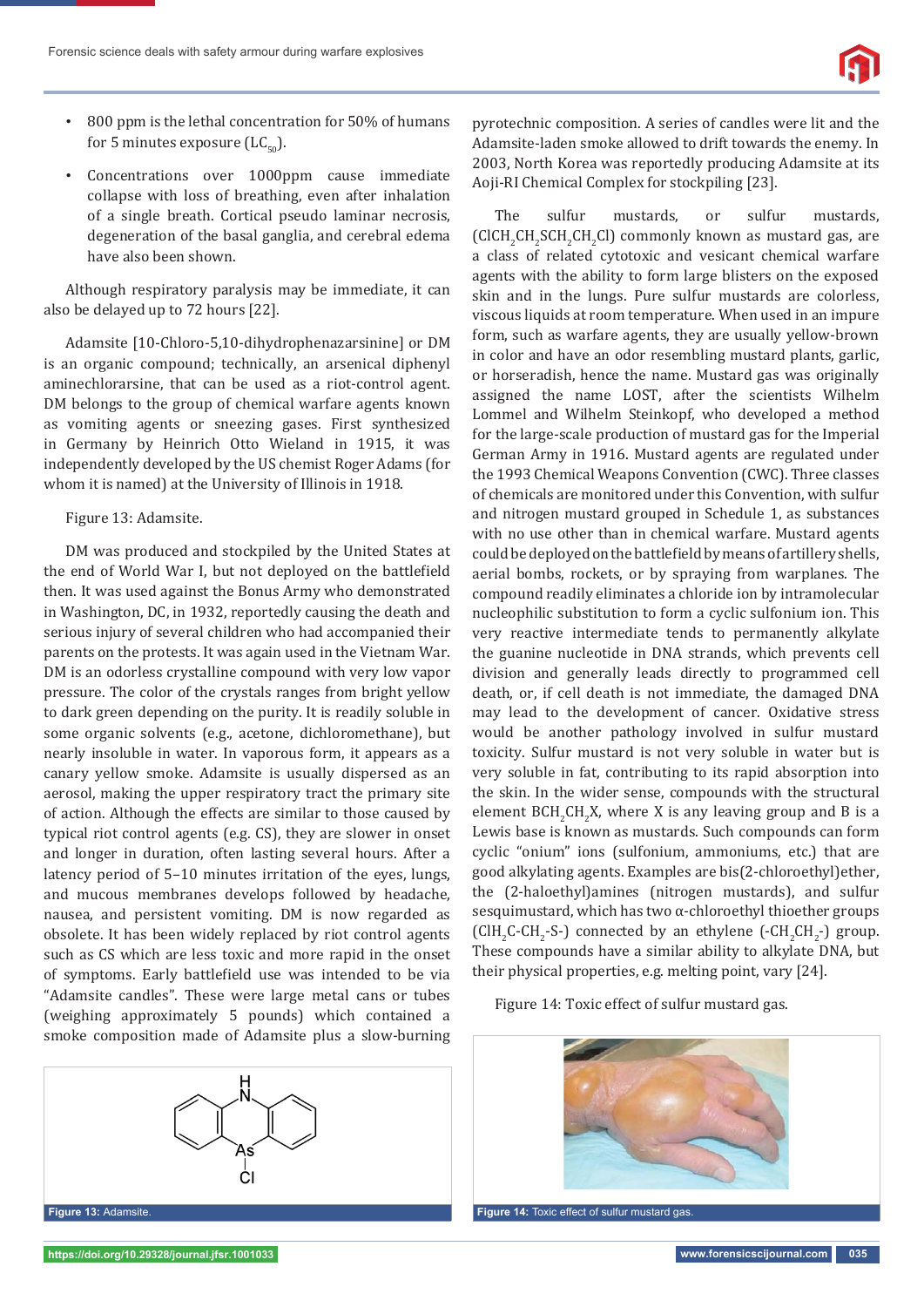- 800 ppm is the lethal concentration for 50% of humans for 5 minutes exposure ($LC_{50}$).
- Concentrations over 1000ppm cause immediate collapse with loss of breathing, even after inhalation of a single breath. Cortical pseudo laminar necrosis, degeneration of the basal ganglia, and cerebral edema have also been shown.

Although respiratory paralysis may be immediate, it can also be delayed up to 72 hours [22].

Adamsite [10-Chloro-5,10-dihydrophenazarsinine] or DM is an organic compound; technically, an arsenical diphenyl aminechlorarsine, that can be used as a riot-control agent. DM belongs to the group of chemical warfare agents known as vomiting agents or sneezing gases. First synthesized in Germany by Heinrich Otto Wieland in 1915, it was independently developed by the US chemist Roger Adams (for whom it is named) at the University of Illinois in 1918.

Figure 13: Adamsite.

DM was produced and stockpiled by the United States at the end of World War I, but not deployed on the battlefield then. It was used against the Bonus Army who demonstrated in Washington, DC, in 1932, reportedly causing the death and serious injury of several children who had accompanied their parents on the protests. It was again used in the Vietnam War. DM is an odorless crystalline compound with very low vapor pressure. The color of the crystals ranges from bright yellow to dark green depending on the purity. It is readily soluble in some organic solvents (e.g., acetone, dichloromethane), but nearly insoluble in water. In vaporous form, it appears as a canary yellow smoke. Adamsite is usually dispersed as an aerosol, making the upper respiratory tract the primary site of action. Although the effects are similar to those caused by typical riot control agents (e.g. CS), they are slower in onset and longer in duration, often lasting several hours. After a latency period of 5–10 minutes irritation of the eyes, lungs, and mucous membranes develops followed by headache, nausea, and persistent vomiting. DM is now regarded as obsolete. It has been widely replaced by riot control agents such as CS which are less toxic and more rapid in the onset of symptoms. Early battlefield use was intended to be via "Adamsite candles". These were large metal cans or tubes (weighing approximately 5 pounds) which contained a smoke composition made of Adamsite plus a slow-burning pyrotechnic composition. A series of candles were lit and the Adamsite-laden smoke allowed to drift towards the enemy. In 2003, North Korea was reportedly producing Adamsite at its Aoji-RI Chemical Complex for stockpiling [23].

**Figure 13:** Adamsite.

The sulfur mustards, or sulfur mustards, ($ClCH_2CH_2SCH_2CH_2Cl$) commonly known as mustard gas, are a class of related cytotoxic and vesicant chemical warfare agents with the ability to form large blisters on the exposed skin and in the lungs. Pure sulfur mustards are colorless, viscous liquids at room temperature. When used in an impure form, such as warfare agents, they are usually yellow-brown in color and have an odor resembling mustard plants, garlic, or horseradish, hence the name. Mustard gas was originally assigned the name LOST, after the scientists Wilhelm Lommel and Wilhelm Steinkopf, who developed a method for the large-scale production of mustard gas for the Imperial German Army in 1916. Mustard agents are regulated under the 1993 Chemical Weapons Convention (CWC). Three classes of chemicals are monitored under this Convention, with sulfur and nitrogen mustard grouped in Schedule 1, as substances with no use other than in chemical warfare. Mustard agents could be deployed on the battlefield by means of artillery shells, aerial bombs, rockets, or by spraying from warplanes. The compound readily eliminates a chloride ion by intramolecular nucleophilic substitution to form a cyclic sulfonium ion. This very reactive intermediate tends to permanently alkylate the guanine nucleotide in DNA strands, which prevents cell division and generally leads directly to programmed cell death, or, if cell death is not immediate, the damaged DNA may lead to the development of cancer. Oxidative stress would be another pathology involved in sulfur mustard toxicity. Sulfur mustard is not very soluble in water but is very soluble in fat, contributing to its rapid absorption into the skin. In the wider sense, compounds with the structural element $BCH_2CH_2X$, where X is any leaving group and B is a Lewis base is known as mustards. Such compounds can form cyclic "onium" ions (sulfonium, ammoniums, etc.) that are good alkylating agents. Examples are bis(2-chloroethyl)ether, the (2-haloethyl)amines (nitrogen mustards), and sulfur sesquimustard, which has two α-chloroethyl thioether groups ($ClH_2C\text{-}CH_2\text{-}S\text{-}$) connected by an ethylene ($\text{-}CH_2CH_2\text{-}$) group. These compounds have a similar ability to alkylate DNA, but their physical properties, e.g. melting point, vary [24].

Figure 14: Toxic effect of sulfur mustard gas.

**Figure 14:** Toxic effect of sulfur mustard gas.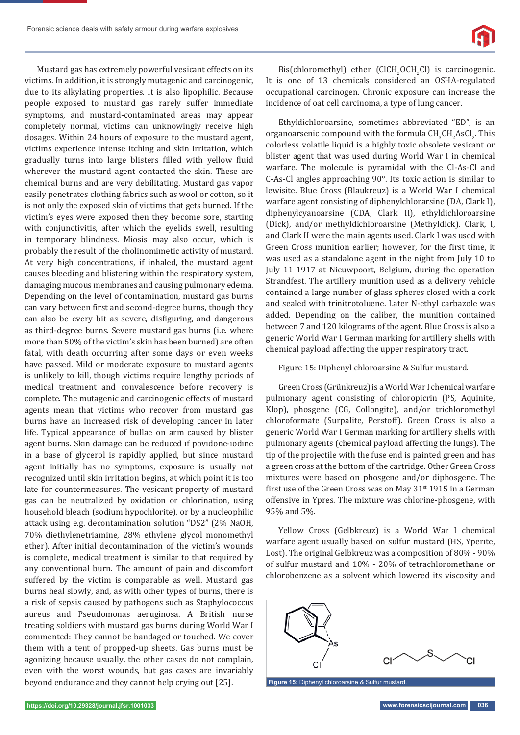Mustard gas has extremely powerful vesicant effects on its victims. In addition, it is strongly mutagenic and carcinogenic, due to its alkylating properties. It is also lipophilic. Because people exposed to mustard gas rarely suffer immediate symptoms, and mustard-contaminated areas may appear completely normal, victims can unknowingly receive high dosages. Within 24 hours of exposure to the mustard agent, victims experience intense itching and skin irritation, which gradually turns into large blisters filled with yellow fluid wherever the mustard agent contacted the skin. These are chemical burns and are very debilitating. Mustard gas vapor easily penetrates clothing fabrics such as wool or cotton, so it is not only the exposed skin of victims that gets burned. If the victim's eyes were exposed then they become sore, starting with conjunctivitis, after which the eyelids swell, resulting in temporary blindness. Miosis may also occur, which is probably the result of the cholinomimetic activity of mustard. At very high concentrations, if inhaled, the mustard agent causes bleeding and blistering within the respiratory system, damaging mucous membranes and causing pulmonary edema. Depending on the level of contamination, mustard gas burns can vary between first and second-degree burns, though they can also be every bit as severe, disfiguring, and dangerous as third-degree burns. Severe mustard gas burns (i.e. where more than 50% of the victim's skin has been burned) are often fatal, with death occurring after some days or even weeks have passed. Mild or moderate exposure to mustard agents is unlikely to kill, though victims require lengthy periods of medical treatment and convalescence before recovery is complete. The mutagenic and carcinogenic effects of mustard agents mean that victims who recover from mustard gas burns have an increased risk of developing cancer in later life. Typical appearance of bullae on arm caused by blister agent burns. Skin damage can be reduced if povidone-iodine in a base of glycerol is rapidly applied, but since mustard agent initially has no symptoms, exposure is usually not recognized until skin irritation begins, at which point it is too late for countermeasures. The vesicant property of mustard gas can be neutralized by oxidation or chlorination, using household bleach (sodium hypochlorite), or by a nucleophilic attack using e.g. decontamination solution "DS2" (2% NaOH, 70% diethylenetriamine, 28% ethylene glycol monomethyl ether). After initial decontamination of the victim's wounds is complete, medical treatment is similar to that required by any conventional burn. The amount of pain and discomfort suffered by the victim is comparable as well. Mustard gas burns heal slowly, and, as with other types of burns, there is a risk of sepsis caused by pathogens such as Staphylococcus aureus and Pseudomonas aeruginosa. A British nurse treating soldiers with mustard gas burns during World War I commented: They cannot be bandaged or touched. We cover them with a tent of propped-up sheets. Gas burns must be agonizing because usually, the other cases do not complain, even with the worst wounds, but gas cases are invariably beyond endurance and they cannot help crying out [25].

Bis(chloromethyl) ether ($ClCH_2OCH_2Cl$) is carcinogenic. It is one of 13 chemicals considered an OSHA-regulated occupational carcinogen. Chronic exposure can increase the incidence of oat cell carcinoma, a type of lung cancer.

Ethyldichloroarsine, sometimes abbreviated "ED", is an organoarsenic compound with the formula $CH_3CH_2AsCl_2$. This colorless volatile liquid is a highly toxic obsolete vesicant or blister agent that was used during World War I in chemical warfare. The molecule is pyramidal with the Cl-As-Cl and C-As-Cl angles approaching 90°. Its toxic action is similar to lewisite. Blue Cross (Blaukreuz) is a World War I chemical warfare agent consisting of diphenylchlorarsine (DA, Clark I), diphenylcyanoarsine (CDA, Clark II), ethyldichloroarsine (Dick), and/or methyldichloroarsine (Methyldick). Clark, I, and Clark II were the main agents used. Clark I was used with Green Cross munition earlier; however, for the first time, it was used as a standalone agent in the night from July 10 to July 11 1917 at Nieuwpoort, Belgium, during the operation Strandfest. The artillery munition used as a delivery vehicle contained a large number of glass spheres closed with a cork and sealed with trinitrotoluene. Later N-ethyl carbazole was added. Depending on the caliber, the munition contained between 7 and 120 kilograms of the agent. Blue Cross is also a generic World War I German marking for artillery shells with chemical payload affecting the upper respiratory tract.

Figure 15: Diphenyl chloroarsine & Sulfur mustard.

Green Cross (Grünkreuz) is a World War I chemical warfare pulmonary agent consisting of chloropicrin (PS, Aquinite, Klop), phosgene (CG, Collongite), and/or trichloromethyl chloroformate (Surpalite, Perstoff). Green Cross is also a generic World War I German marking for artillery shells with pulmonary agents (chemical payload affecting the lungs). The tip of the projectile with the fuse end is painted green and has a green cross at the bottom of the cartridge. Other Green Cross mixtures were based on phosgene and/or diphosgene. The first use of the Green Cross was on May 31st 1915 in a German offensive in Ypres. The mixture was chlorine-phosgene, with 95% and 5%.

Yellow Cross (Gelbkreuz) is a World War I chemical warfare agent usually based on sulfur mustard (HS, Yperite, Lost). The original Gelbkreuz was a composition of 80% - 90% of sulfur mustard and 10% - 20% of tetrachloromethane or chlorobenzene as a solvent which lowered its viscosity and

**Figure 15:** Diphenyl chloroarsine & Sulfur mustard.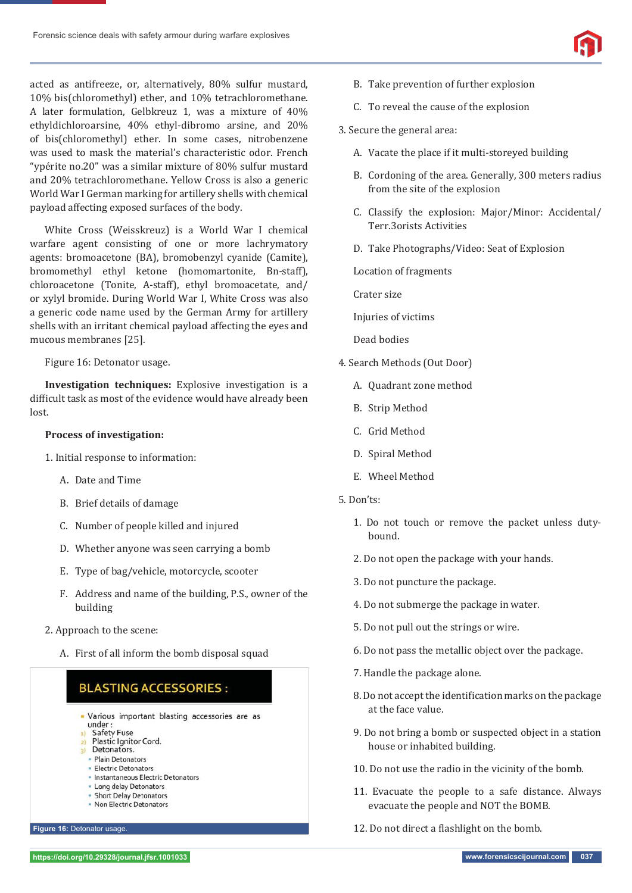acted as antifreeze, or, alternatively, 80% sulfur mustard, 10% bis(chloromethyl) ether, and 10% tetrachloromethane. A later formulation, Gelbkreuz 1, was a mixture of 40% ethyldichloroarsine, 40% ethyl-dibromo arsine, and 20% of bis(chloromethyl) ether. In some cases, nitrobenzene was used to mask the material's characteristic odor. French "ypérite no.20" was a similar mixture of 80% sulfur mustard and 20% tetrachloromethane. Yellow Cross is also a generic World War I German marking for artillery shells with chemical payload affecting exposed surfaces of the body.

White Cross (Weisskreuz) is a World War I chemical warfare agent consisting of one or more lachrymatory agents: bromoacetone (BA), bromobenzyl cyanide (Camite), bromomethyl ethyl ketone (homomartonite, Bn-staff), chloroacetone (Tonite, A-staff), ethyl bromoacetate, and/or xylyl bromide. During World War I, White Cross was also a generic code name used by the German Army for artillery shells with an irritant chemical payload affecting the eyes and mucous membranes [25].

Figure 16: Detonator usage.

**Investigation techniques:** Explosive investigation is a difficult task as most of the evidence would have already been lost.

**Process of investigation:**

1. Initial response to information:

   A. Date and Time

   B. Brief details of damage

   C. Number of people killed and injured

   D. Whether anyone was seen carrying a bomb

   E. Type of bag/vehicle, motorcycle, scooter

   F. Address and name of the building, P.S., owner of the building

2. Approach to the scene:

   A. First of all inform the bomb disposal squad

**BLASTING ACCESSORIES :**

- Various important blasting accessories are as under :
  1) Safety Fuse
  2) Plastic Ignitor Cord.
  3) Detonators.
     - Plain Detonators
     - Electric Detonators
     - Instantaneous Electric Detonators
     - Long delay Detonators
     - Short Delay Detonators
     - Non Electric Detonators

**Figure 16:** Detonator usage.

   B. Take prevention of further explosion

   C. To reveal the cause of the explosion

3. Secure the general area:

   A. Vacate the place if it multi-storeyed building

   B. Cordoning of the area. Generally, 300 meters radius from the site of the explosion

   C. Classify the explosion: Major/Minor: Accidental/Terr.3orists Activities

   D. Take Photographs/Video: Seat of Explosion

   Location of fragments

   Crater size

   Injuries of victims

   Dead bodies

4. Search Methods (Out Door)

   A. Quadrant zone method

   B. Strip Method

   C. Grid Method

   D. Spiral Method

   E. Wheel Method

5. Don'ts:

   1. Do not touch or remove the packet unless duty-bound.

   2. Do not open the package with your hands.

   3. Do not puncture the package.

   4. Do not submerge the package in water.

   5. Do not pull out the strings or wire.

   6. Do not pass the metallic object over the package.

   7. Handle the package alone.

   8. Do not accept the identification marks on the package at the face value.

   9. Do not bring a bomb or suspected object in a station house or inhabited building.

   10. Do not use the radio in the vicinity of the bomb.

   11. Evacuate the people to a safe distance. Always evacuate the people and NOT the BOMB.

   12. Do not direct a flashlight on the bomb.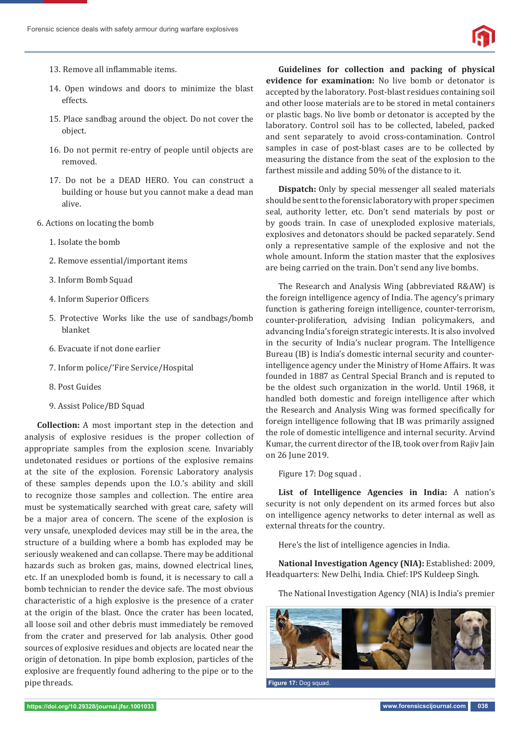13. Remove all inflammable items.

14. Open windows and doors to minimize the blast effects.

15. Place sandbag around the object. Do not cover the object.

16. Do not permit re-entry of people until objects are removed.

17. Do not be a DEAD HERO. You can construct a building or house but you cannot make a dead man alive.

6. Actions on locating the bomb

1. Isolate the bomb
2. Remove essential/important items
3. Inform Bomb Squad
4. Inform Superior Officers
5. Protective Works like the use of sandbags/bomb blanket
6. Evacuate if not done earlier
7. Inform police/'Fire Service/Hospital
8. Post Guides
9. Assist Police/BD Squad

**Collection:** A most important step in the detection and analysis of explosive residues is the proper collection of appropriate samples from the explosion scene. Invariably undetonated residues or portions of the explosive remains at the site of the explosion. Forensic Laboratory analysis of these samples depends upon the I.O.'s ability and skill to recognize those samples and collection. The entire area must be systematically searched with great care, safety will be a major area of concern. The scene of the explosion is very unsafe, unexploded devices may still be in the area, the structure of a building where a bomb has exploded may be seriously weakened and can collapse. There may be additional hazards such as broken gas, mains, downed electrical lines, etc. If an unexploded bomb is found, it is necessary to call a bomb technician to render the device safe. The most obvious characteristic of a high explosive is the presence of a crater at the origin of the blast. Once the crater has been located, all loose soil and other debris must immediately be removed from the crater and preserved for lab analysis. Other good sources of explosive residues and objects are located near the origin of detonation. In pipe bomb explosion, particles of the explosive are frequently found adhering to the pipe or to the pipe threads.

**Guidelines for collection and packing of physical evidence for examination:** No live bomb or detonator is accepted by the laboratory. Post-blast residues containing soil and other loose materials are to be stored in metal containers or plastic bags. No live bomb or detonator is accepted by the laboratory. Control soil has to be collected, labeled, packed and sent separately to avoid cross-contamination. Control samples in case of post-blast cases are to be collected by measuring the distance from the seat of the explosion to the farthest missile and adding 50% of the distance to it.

**Dispatch:** Only by special messenger all sealed materials should be sent to the forensic laboratory with proper specimen seal, authority letter, etc. Don't send materials by post or by goods train. In case of unexploded explosive materials, explosives and detonators should be packed separately. Send only a representative sample of the explosive and not the whole amount. Inform the station master that the explosives are being carried on the train. Don't send any live bombs.

The Research and Analysis Wing (abbreviated R&AW) is the foreign intelligence agency of India. The agency's primary function is gathering foreign intelligence, counter-terrorism, counter-proliferation, advising Indian policymakers, and advancing India's foreign strategic interests. It is also involved in the security of India's nuclear program. The Intelligence Bureau (IB) is India's domestic internal security and counter-intelligence agency under the Ministry of Home Affairs. It was founded in 1887 as Central Special Branch and is reputed to be the oldest such organization in the world. Until 1968, it handled both domestic and foreign intelligence after which the Research and Analysis Wing was formed specifically for foreign intelligence following that IB was primarily assigned the role of domestic intelligence and internal security. Arvind Kumar, the current director of the IB, took over from Rajiv Jain on 26 June 2019.

Figure 17: Dog squad .

**List of Intelligence Agencies in India:** A nation's security is not only dependent on its armed forces but also on intelligence agency networks to deter internal as well as external threats for the country.

Here's the list of intelligence agencies in India.

**National Investigation Agency (NIA):** Established: 2009, Headquarters: New Delhi, India. Chief: IPS Kuldeep Singh.

The National Investigation Agency (NIA) is India's premier

**Figure 17:** Dog squad.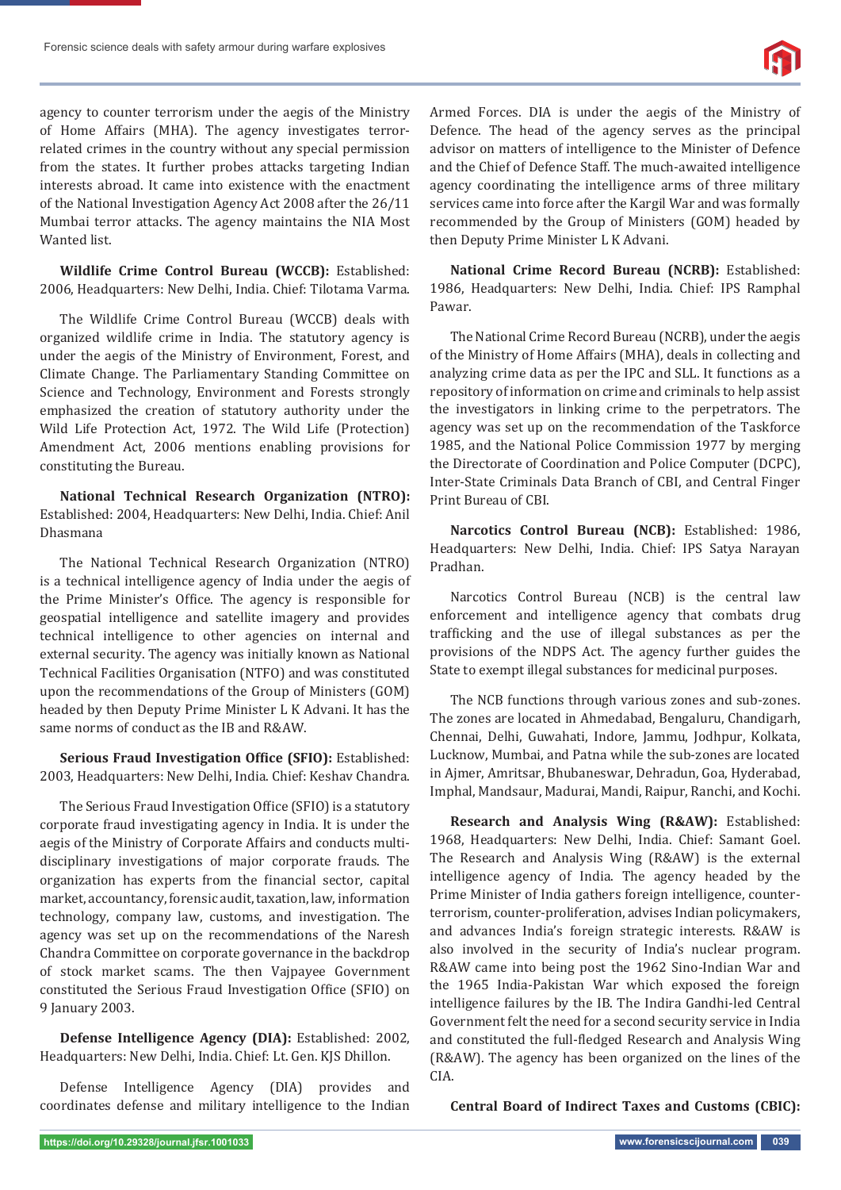agency to counter terrorism under the aegis of the Ministry of Home Affairs (MHA). The agency investigates terror-related crimes in the country without any special permission from the states. It further probes attacks targeting Indian interests abroad. It came into existence with the enactment of the National Investigation Agency Act 2008 after the 26/11 Mumbai terror attacks. The agency maintains the NIA Most Wanted list.

**Wildlife Crime Control Bureau (WCCB):** Established: 2006, Headquarters: New Delhi, India. Chief: Tilotama Varma.

The Wildlife Crime Control Bureau (WCCB) deals with organized wildlife crime in India. The statutory agency is under the aegis of the Ministry of Environment, Forest, and Climate Change. The Parliamentary Standing Committee on Science and Technology, Environment and Forests strongly emphasized the creation of statutory authority under the Wild Life Protection Act, 1972. The Wild Life (Protection) Amendment Act, 2006 mentions enabling provisions for constituting the Bureau.

**National Technical Research Organization (NTRO):** Established: 2004, Headquarters: New Delhi, India. Chief: Anil Dhasmana

The National Technical Research Organization (NTRO) is a technical intelligence agency of India under the aegis of the Prime Minister's Office. The agency is responsible for geospatial intelligence and satellite imagery and provides technical intelligence to other agencies on internal and external security. The agency was initially known as National Technical Facilities Organisation (NTFO) and was constituted upon the recommendations of the Group of Ministers (GOM) headed by then Deputy Prime Minister L K Advani. It has the same norms of conduct as the IB and R&AW.

**Serious Fraud Investigation Office (SFIO):** Established: 2003, Headquarters: New Delhi, India. Chief: Keshav Chandra.

The Serious Fraud Investigation Office (SFIO) is a statutory corporate fraud investigating agency in India. It is under the aegis of the Ministry of Corporate Affairs and conducts multi-disciplinary investigations of major corporate frauds. The organization has experts from the financial sector, capital market, accountancy, forensic audit, taxation, law, information technology, company law, customs, and investigation. The agency was set up on the recommendations of the Naresh Chandra Committee on corporate governance in the backdrop of stock market scams. The then Vajpayee Government constituted the Serious Fraud Investigation Office (SFIO) on 9 January 2003.

**Defense Intelligence Agency (DIA):** Established: 2002, Headquarters: New Delhi, India. Chief: Lt. Gen. KJS Dhillon.

Defense Intelligence Agency (DIA) provides and coordinates defense and military intelligence to the Indian Armed Forces. DIA is under the aegis of the Ministry of Defence. The head of the agency serves as the principal advisor on matters of intelligence to the Minister of Defence and the Chief of Defence Staff. The much-awaited intelligence agency coordinating the intelligence arms of three military services came into force after the Kargil War and was formally recommended by the Group of Ministers (GOM) headed by then Deputy Prime Minister L K Advani.

**National Crime Record Bureau (NCRB):** Established: 1986, Headquarters: New Delhi, India. Chief: IPS Ramphal Pawar.

The National Crime Record Bureau (NCRB), under the aegis of the Ministry of Home Affairs (MHA), deals in collecting and analyzing crime data as per the IPC and SLL. It functions as a repository of information on crime and criminals to help assist the investigators in linking crime to the perpetrators. The agency was set up on the recommendation of the Taskforce 1985, and the National Police Commission 1977 by merging the Directorate of Coordination and Police Computer (DCPC), Inter-State Criminals Data Branch of CBI, and Central Finger Print Bureau of CBI.

**Narcotics Control Bureau (NCB):** Established: 1986, Headquarters: New Delhi, India. Chief: IPS Satya Narayan Pradhan.

Narcotics Control Bureau (NCB) is the central law enforcement and intelligence agency that combats drug trafficking and the use of illegal substances as per the provisions of the NDPS Act. The agency further guides the State to exempt illegal substances for medicinal purposes.

The NCB functions through various zones and sub-zones. The zones are located in Ahmedabad, Bengaluru, Chandigarh, Chennai, Delhi, Guwahati, Indore, Jammu, Jodhpur, Kolkata, Lucknow, Mumbai, and Patna while the sub-zones are located in Ajmer, Amritsar, Bhubaneswar, Dehradun, Goa, Hyderabad, Imphal, Mandsaur, Madurai, Mandi, Raipur, Ranchi, and Kochi.

**Research and Analysis Wing (R&AW):** Established: 1968, Headquarters: New Delhi, India. Chief: Samant Goel. The Research and Analysis Wing (R&AW) is the external intelligence agency of India. The agency headed by the Prime Minister of India gathers foreign intelligence, counter-terrorism, counter-proliferation, advises Indian policymakers, and advances India's foreign strategic interests. R&AW is also involved in the security of India's nuclear program. R&AW came into being post the 1962 Sino-Indian War and the 1965 India-Pakistan War which exposed the foreign intelligence failures by the IB. The Indira Gandhi-led Central Government felt the need for a second security service in India and constituted the full-fledged Research and Analysis Wing (R&AW). The agency has been organized on the lines of the CIA.

**Central Board of Indirect Taxes and Customs (CBIC):**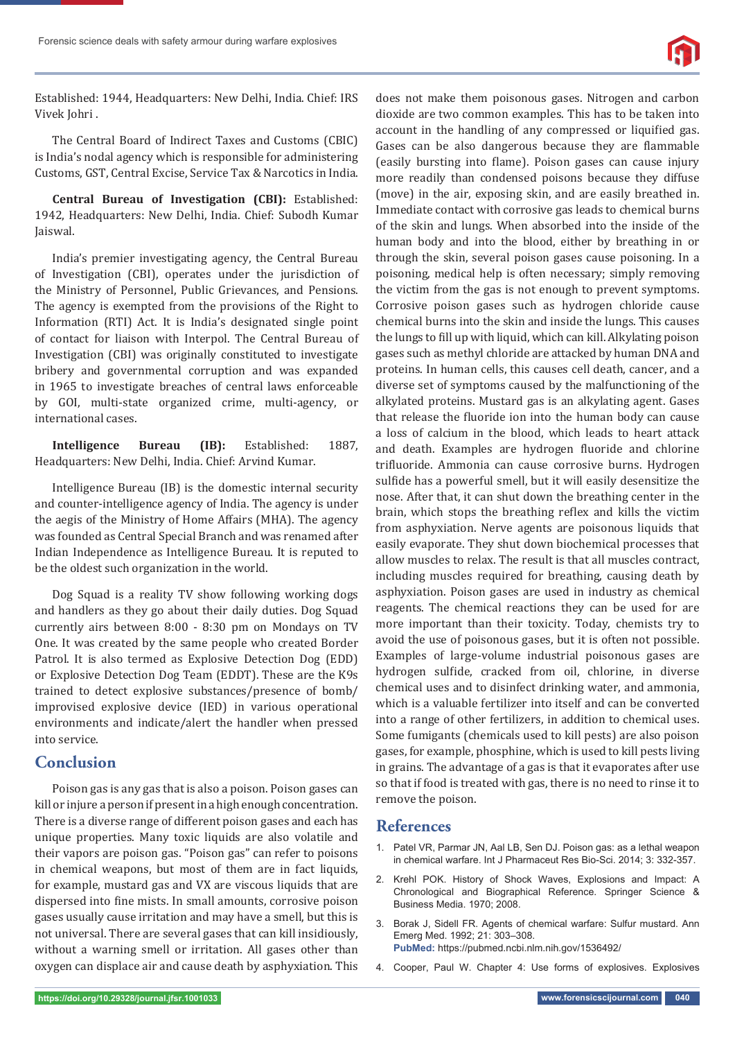Established: 1944, Headquarters: New Delhi, India. Chief: IRS Vivek Johri .

The Central Board of Indirect Taxes and Customs (CBIC) is India's nodal agency which is responsible for administering Customs, GST, Central Excise, Service Tax & Narcotics in India.

**Central Bureau of Investigation (CBI):** Established: 1942, Headquarters: New Delhi, India. Chief: Subodh Kumar Jaiswal.

India's premier investigating agency, the Central Bureau of Investigation (CBI), operates under the jurisdiction of the Ministry of Personnel, Public Grievances, and Pensions. The agency is exempted from the provisions of the Right to Information (RTI) Act. It is India's designated single point of contact for liaison with Interpol. The Central Bureau of Investigation (CBI) was originally constituted to investigate bribery and governmental corruption and was expanded in 1965 to investigate breaches of central laws enforceable by GOI, multi-state organized crime, multi-agency, or international cases.

**Intelligence Bureau (IB):** Established: 1887, Headquarters: New Delhi, India. Chief: Arvind Kumar.

Intelligence Bureau (IB) is the domestic internal security and counter-intelligence agency of India. The agency is under the aegis of the Ministry of Home Affairs (MHA). The agency was founded as Central Special Branch and was renamed after Indian Independence as Intelligence Bureau. It is reputed to be the oldest such organization in the world.

Dog Squad is a reality TV show following working dogs and handlers as they go about their daily duties. Dog Squad currently airs between 8:00 - 8:30 pm on Mondays on TV One. It was created by the same people who created Border Patrol. It is also termed as Explosive Detection Dog (EDD) or Explosive Detection Dog Team (EDDT). These are the K9s trained to detect explosive substances/presence of bomb/improvised explosive device (IED) in various operational environments and indicate/alert the handler when pressed into service.

## Conclusion

Poison gas is any gas that is also a poison. Poison gases can kill or injure a person if present in a high enough concentration. There is a diverse range of different poison gases and each has unique properties. Many toxic liquids are also volatile and their vapors are poison gas. "Poison gas" can refer to poisons in chemical weapons, but most of them are in fact liquids, for example, mustard gas and VX are viscous liquids that are dispersed into fine mists. In small amounts, corrosive poison gases usually cause irritation and may have a smell, but this is not universal. There are several gases that can kill insidiously, without a warning smell or irritation. All gases other than oxygen can displace air and cause death by asphyxiation. This does not make them poisonous gases. Nitrogen and carbon dioxide are two common examples. This has to be taken into account in the handling of any compressed or liquified gas. Gases can be also dangerous because they are flammable (easily bursting into flame). Poison gases can cause injury more readily than condensed poisons because they diffuse (move) in the air, exposing skin, and are easily breathed in. Immediate contact with corrosive gas leads to chemical burns of the skin and lungs. When absorbed into the inside of the human body and into the blood, either by breathing in or through the skin, several poison gases cause poisoning. In a poisoning, medical help is often necessary; simply removing the victim from the gas is not enough to prevent symptoms. Corrosive poison gases such as hydrogen chloride cause chemical burns into the skin and inside the lungs. This causes the lungs to fill up with liquid, which can kill. Alkylating poison gases such as methyl chloride are attacked by human DNA and proteins. In human cells, this causes cell death, cancer, and a diverse set of symptoms caused by the malfunctioning of the alkylated proteins. Mustard gas is an alkylating agent. Gases that release the fluoride ion into the human body can cause a loss of calcium in the blood, which leads to heart attack and death. Examples are hydrogen fluoride and chlorine trifluoride. Ammonia can cause corrosive burns. Hydrogen sulfide has a powerful smell, but it will easily desensitize the nose. After that, it can shut down the breathing center in the brain, which stops the breathing reflex and kills the victim from asphyxiation. Nerve agents are poisonous liquids that easily evaporate. They shut down biochemical processes that allow muscles to relax. The result is that all muscles contract, including muscles required for breathing, causing death by asphyxiation. Poison gases are used in industry as chemical reagents. The chemical reactions they can be used for are more important than their toxicity. Today, chemists try to avoid the use of poisonous gases, but it is often not possible. Examples of large-volume industrial poisonous gases are hydrogen sulfide, cracked from oil, chlorine, in diverse chemical uses and to disinfect drinking water, and ammonia, which is a valuable fertilizer into itself and can be converted into a range of other fertilizers, in addition to chemical uses. Some fumigants (chemicals used to kill pests) are also poison gases, for example, phosphine, which is used to kill pests living in grains. The advantage of a gas is that it evaporates after use so that if food is treated with gas, there is no need to rinse it to remove the poison.

## References

1. Patel VR, Parmar JN, Aal LB, Sen DJ. Poison gas: as a lethal weapon in chemical warfare. Int J Pharmaceut Res Bio-Sci. 2014; 3: 332-357.
2. Krehl POK. History of Shock Waves, Explosions and Impact: A Chronological and Biographical Reference. Springer Science & Business Media. 1970; 2008.
3. Borak J, Sidell FR. Agents of chemical warfare: Sulfur mustard. Ann Emerg Med. 1992; 21: 303–308. **PubMed:** https://pubmed.ncbi.nlm.nih.gov/1536492/
4. Cooper, Paul W. Chapter 4: Use forms of explosives. Explosives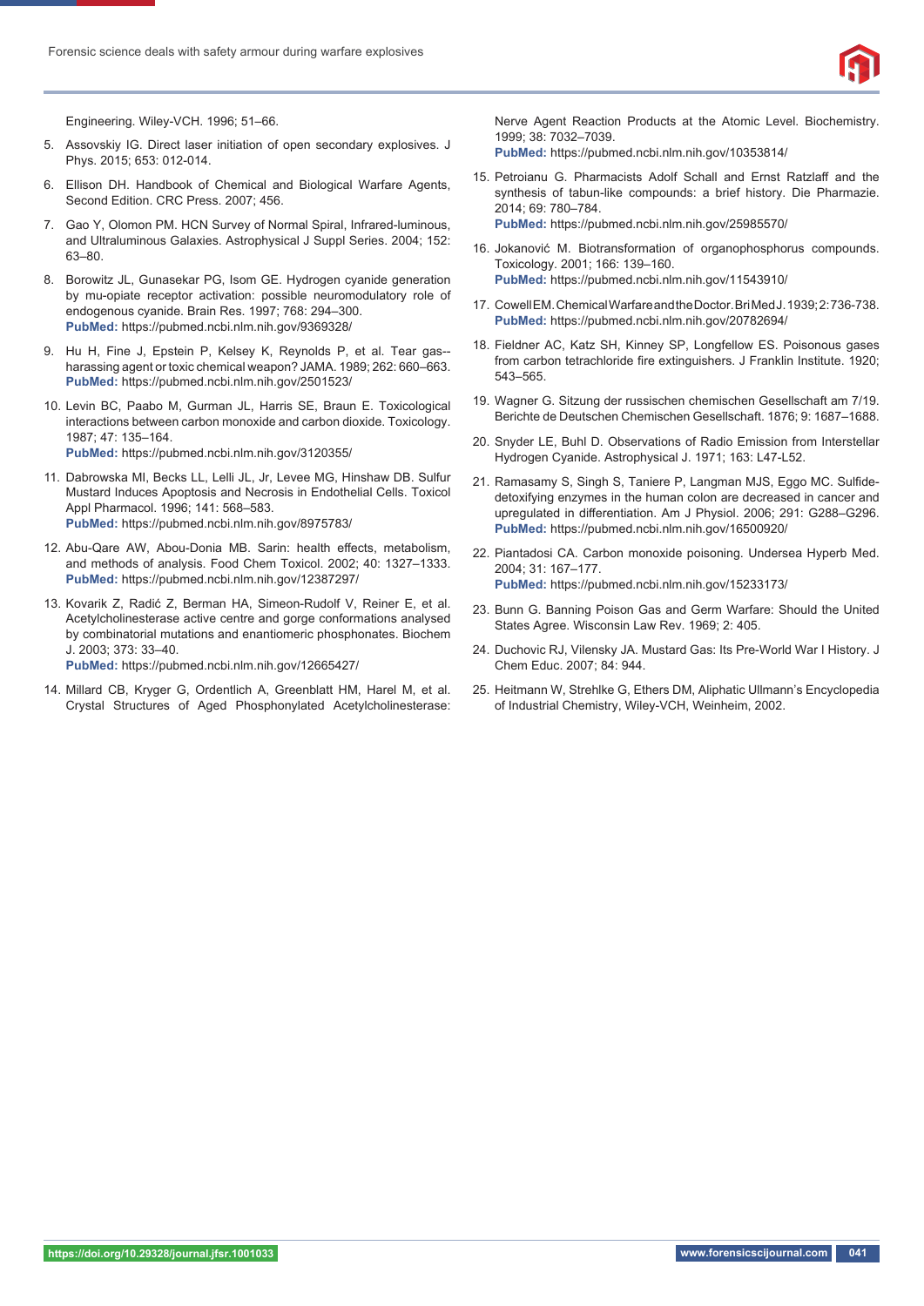Engineering. Wiley-VCH. 1996; 51–66.

5. Assovskiy IG. Direct laser initiation of open secondary explosives. J Phys. 2015; 653: 012-014.

6. Ellison DH. Handbook of Chemical and Biological Warfare Agents, Second Edition. CRC Press. 2007; 456.

7. Gao Y, Olomon PM. HCN Survey of Normal Spiral, Infrared-luminous, and Ultraluminous Galaxies. Astrophysical J Suppl Series. 2004; 152: 63–80.

8. Borowitz JL, Gunasekar PG, Isom GE. Hydrogen cyanide generation by mu-opiate receptor activation: possible neuromodulatory role of endogenous cyanide. Brain Res. 1997; 768: 294–300. **PubMed:** https://pubmed.ncbi.nlm.nih.gov/9369328/

9. Hu H, Fine J, Epstein P, Kelsey K, Reynolds P, et al. Tear gas--harassing agent or toxic chemical weapon? JAMA. 1989; 262: 660–663. **PubMed:** https://pubmed.ncbi.nlm.nih.gov/2501523/

10. Levin BC, Paabo M, Gurman JL, Harris SE, Braun E. Toxicological interactions between carbon monoxide and carbon dioxide. Toxicology. 1987; 47: 135–164. **PubMed:** https://pubmed.ncbi.nlm.nih.gov/3120355/

11. Dabrowska MI, Becks LL, Lelli JL, Jr, Levee MG, Hinshaw DB. Sulfur Mustard Induces Apoptosis and Necrosis in Endothelial Cells. Toxicol Appl Pharmacol. 1996; 141: 568–583. **PubMed:** https://pubmed.ncbi.nlm.nih.gov/8975783/

12. Abu-Qare AW, Abou-Donia MB. Sarin: health effects, metabolism, and methods of analysis. Food Chem Toxicol. 2002; 40: 1327–1333. **PubMed:** https://pubmed.ncbi.nlm.nih.gov/12387297/

13. Kovarik Z, Radić Z, Berman HA, Simeon-Rudolf V, Reiner E, et al. Acetylcholinesterase active centre and gorge conformations analysed by combinatorial mutations and enantiomeric phosphonates. Biochem J. 2003; 373: 33–40. **PubMed:** https://pubmed.ncbi.nlm.nih.gov/12665427/

14. Millard CB, Kryger G, Ordentlich A, Greenblatt HM, Harel M, et al. Crystal Structures of Aged Phosphonylated Acetylcholinesterase: Nerve Agent Reaction Products at the Atomic Level. Biochemistry. 1999; 38: 7032–7039. **PubMed:** https://pubmed.ncbi.nlm.nih.gov/10353814/

15. Petroianu G. Pharmacists Adolf Schall and Ernst Ratzlaff and the synthesis of tabun-like compounds: a brief history. Die Pharmazie. 2014; 69: 780–784. **PubMed:** https://pubmed.ncbi.nlm.nih.gov/25985570/

16. Jokanović M. Biotransformation of organophosphorus compounds. Toxicology. 2001; 166: 139–160. **PubMed:** https://pubmed.ncbi.nlm.nih.gov/11543910/

17. Cowell EM. Chemical Warfare and the Doctor. Bri Med J. 1939; 2: 736-738. **PubMed:** https://pubmed.ncbi.nlm.nih.gov/20782694/

18. Fieldner AC, Katz SH, Kinney SP, Longfellow ES. Poisonous gases from carbon tetrachloride fire extinguishers. J Franklin Institute. 1920; 543–565.

19. Wagner G. Sitzung der russischen chemischen Gesellschaft am 7/19. Berichte de Deutschen Chemischen Gesellschaft. 1876; 9: 1687–1688.

20. Snyder LE, Buhl D. Observations of Radio Emission from Interstellar Hydrogen Cyanide. Astrophysical J. 1971; 163: L47-L52.

21. Ramasamy S, Singh S, Taniere P, Langman MJS, Eggo MC. Sulfide-detoxifying enzymes in the human colon are decreased in cancer and upregulated in differentiation. Am J Physiol. 2006; 291: G288–G296. **PubMed:** https://pubmed.ncbi.nlm.nih.gov/16500920/

22. Piantadosi CA. Carbon monoxide poisoning. Undersea Hyperb Med. 2004; 31: 167–177. **PubMed:** https://pubmed.ncbi.nlm.nih.gov/15233173/

23. Bunn G. Banning Poison Gas and Germ Warfare: Should the United States Agree. Wisconsin Law Rev. 1969; 2: 405.

24. Duchovic RJ, Vilensky JA. Mustard Gas: Its Pre-World War I History. J Chem Educ. 2007; 84: 944.

25. Heitmann W, Strehlke G, Ethers DM, Aliphatic Ullmann's Encyclopedia of Industrial Chemistry, Wiley-VCH, Weinheim, 2002.